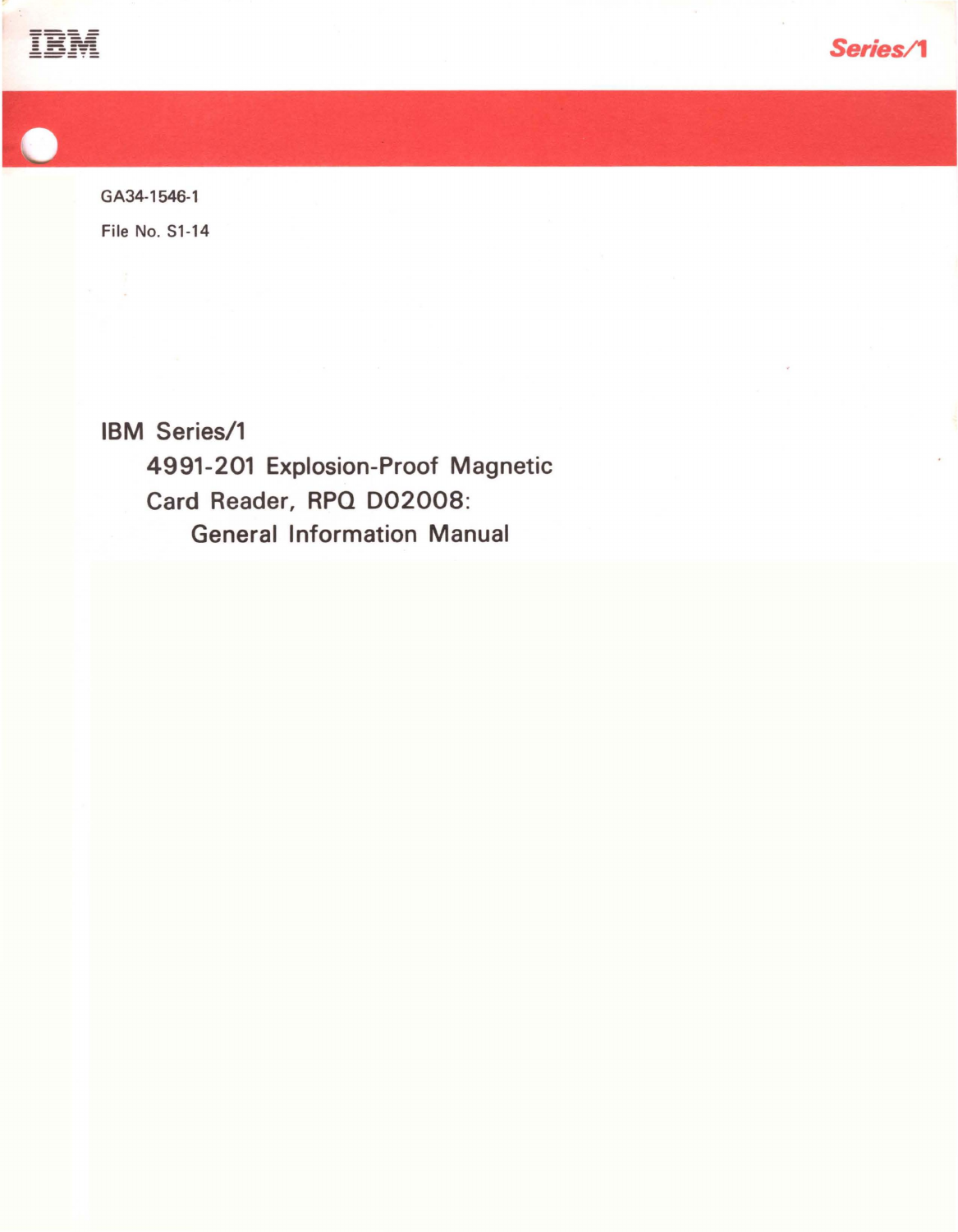IBM

Series/1

GA34-1546-1

File No. S1-14

# IBM Series/1

## 4991-201 Explosion-Proof Magnetic Card Reader, RPQ D02008:

### General Information Manual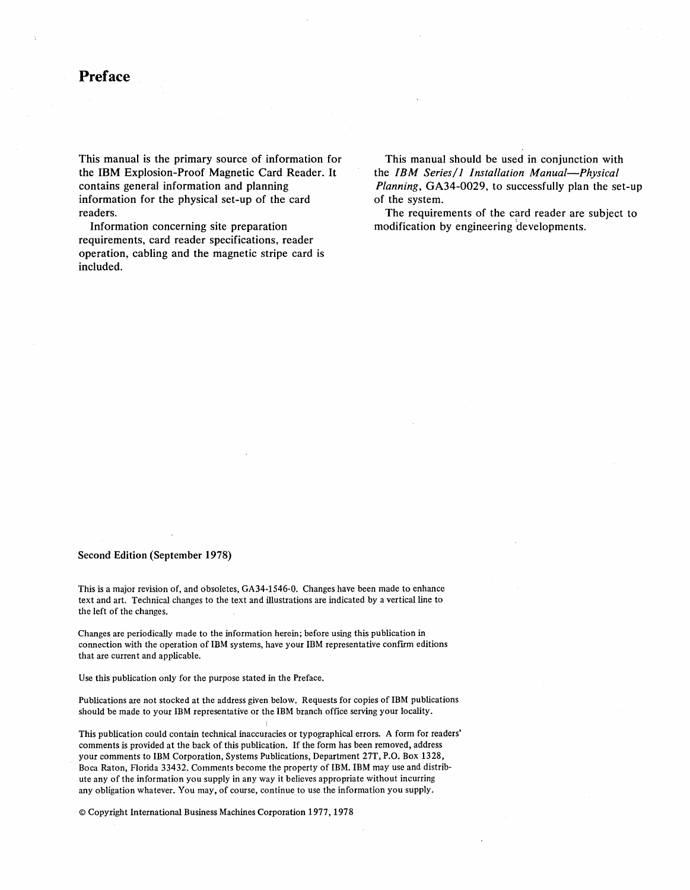# Preface

This manual is the primary source of information for the IBM Explosion-Proof Magnetic Card Reader. It contains general information and planning information for the physical set-up of the card readers.

Information concerning site preparation requirements, card reader specifications, reader operation, cabling and the magnetic stripe card is included.

This manual should be used in conjunction with the *IBM Series/1 Installation Manual—Physical Planning*, GA34-0029, to successfully plan the set-up of the system.

The requirements of the card reader are subject to modification by engineering developments.

**Second Edition (September 1978)**

This is a major revision of, and obsoletes, GA34-1546-0. Changes have been made to enhance text and art. Technical changes to the text and illustrations are indicated by a vertical line to the left of the changes.

Changes are periodically made to the information herein; before using this publication in connection with the operation of IBM systems, have your IBM representative confirm editions that are current and applicable.

Use this publication only for the purpose stated in the Preface.

Publications are not stocked at the address given below. Requests for copies of IBM publications should be made to your IBM representative or the IBM branch office serving your locality.

This publication could contain technical inaccuracies or typographical errors. A form for readers' comments is provided at the back of this publication. If the form has been removed, address your comments to IBM Corporation, Systems Publications, Department 27T, P.O. Box 1328, Boca Raton, Florida 33432. Comments become the property of IBM. IBM may use and distribute any of the information you supply in any way it believes appropriate without incurring any obligation whatever. You may, of course, continue to use the information you supply.

© Copyright International Business Machines Corporation 1977, 1978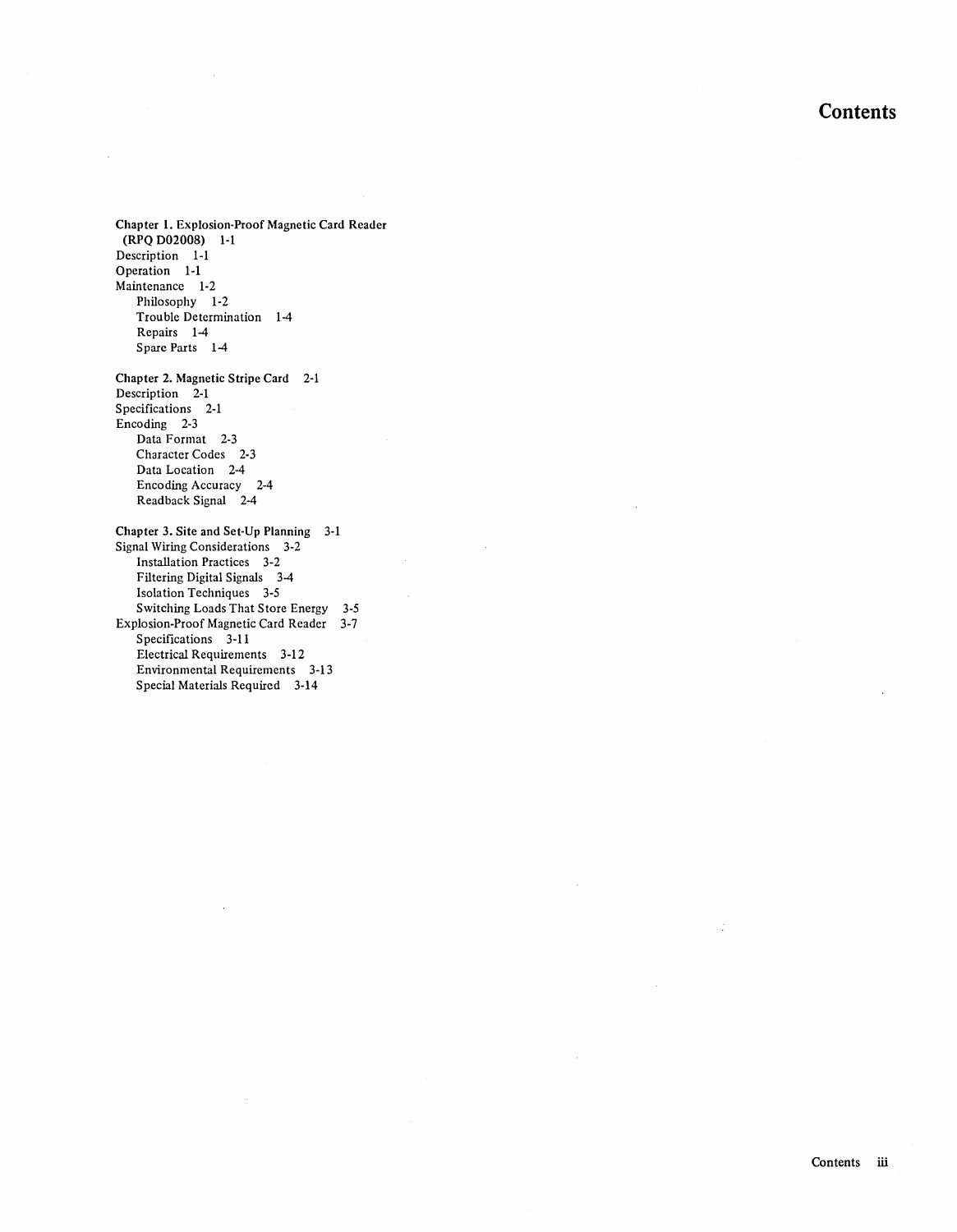# Contents

**Chapter 1. Explosion-Proof Magnetic Card Reader (RPQ D02008)** 1-1
Description 1-1
Operation 1-1
Maintenance 1-2
- Philosophy 1-2
- Trouble Determination 1-4
- Repairs 1-4
- Spare Parts 1-4

**Chapter 2. Magnetic Stripe Card** 2-1
Description 2-1
Specifications 2-1
Encoding 2-3
- Data Format 2-3
- Character Codes 2-3
- Data Location 2-4
- Encoding Accuracy 2-4
- Readback Signal 2-4

**Chapter 3. Site and Set-Up Planning** 3-1
Signal Wiring Considerations 3-2
- Installation Practices 3-2
- Filtering Digital Signals 3-4
- Isolation Techniques 3-5
- Switching Loads That Store Energy 3-5

Explosion-Proof Magnetic Card Reader 3-7
- Specifications 3-11
- Electrical Requirements 3-12
- Environmental Requirements 3-13
- Special Materials Required 3-14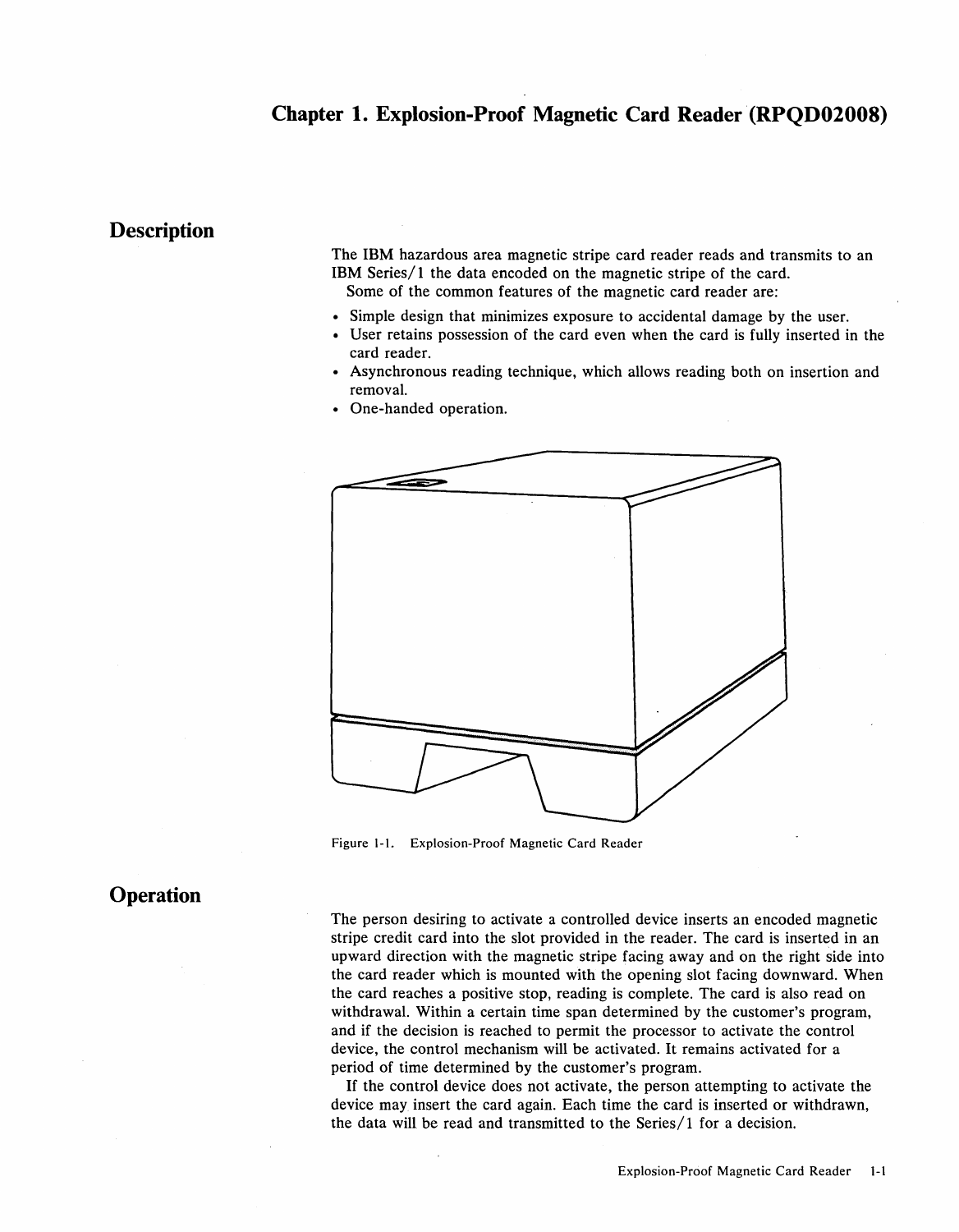# Chapter 1. Explosion-Proof Magnetic Card Reader (RPQD02008)

## Description

The IBM hazardous area magnetic stripe card reader reads and transmits to an IBM Series/1 the data encoded on the magnetic stripe of the card.
Some of the common features of the magnetic card reader are:

- Simple design that minimizes exposure to accidental damage by the user.
- User retains possession of the card even when the card is fully inserted in the card reader.
- Asynchronous reading technique, which allows reading both on insertion and removal.
- One-handed operation.

Figure 1-1. Explosion-Proof Magnetic Card Reader

## Operation

The person desiring to activate a controlled device inserts an encoded magnetic stripe credit card into the slot provided in the reader. The card is inserted in an upward direction with the magnetic stripe facing away and on the right side into the card reader which is mounted with the opening slot facing downward. When the card reaches a positive stop, reading is complete. The card is also read on withdrawal. Within a certain time span determined by the customer's program, and if the decision is reached to permit the processor to activate the control device, the control mechanism will be activated. It remains activated for a period of time determined by the customer's program.

If the control device does not activate, the person attempting to activate the device may insert the card again. Each time the card is inserted or withdrawn, the data will be read and transmitted to the Series/1 for a decision.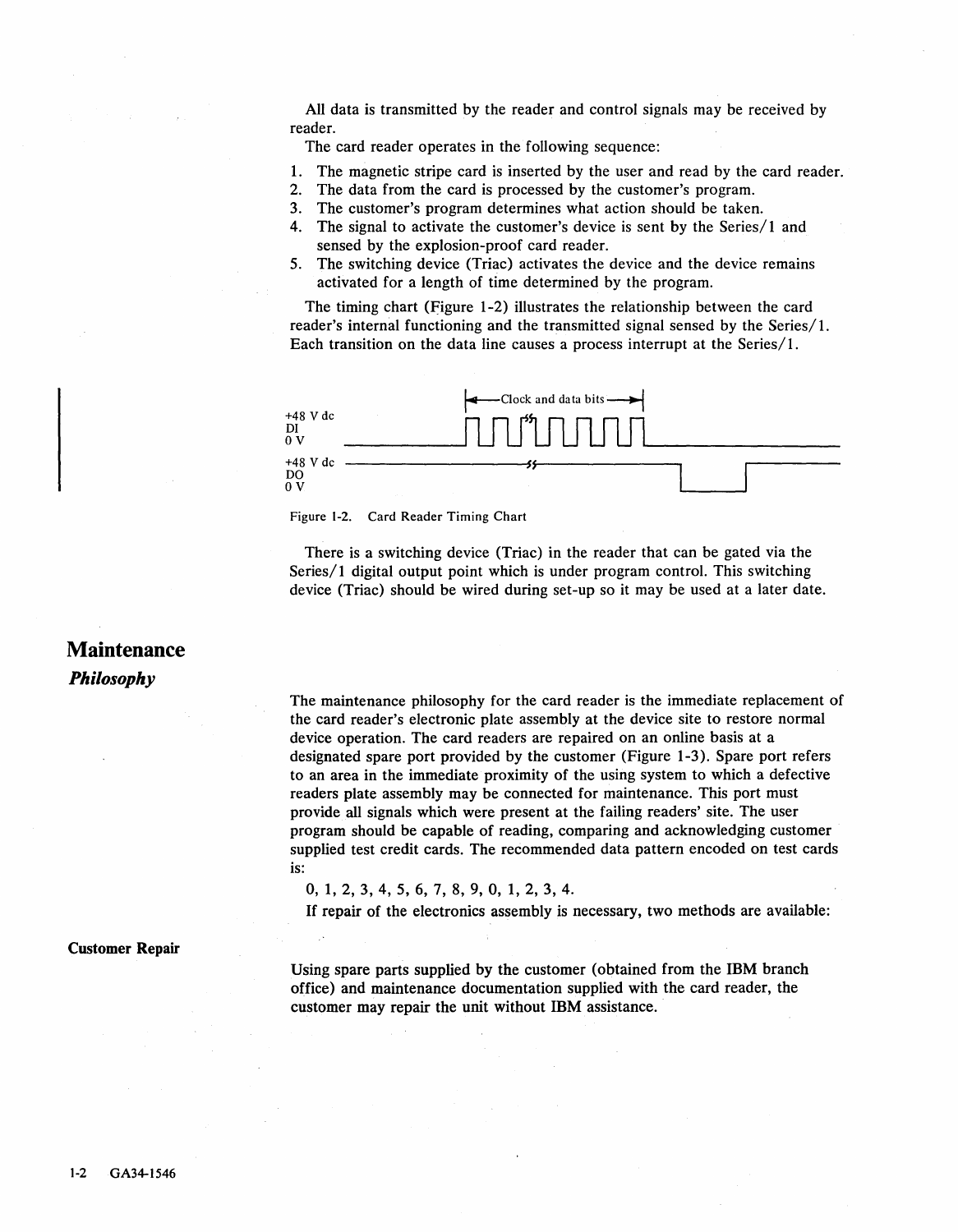All data is transmitted by the reader and control signals may be received by reader.

The card reader operates in the following sequence:

1. The magnetic stripe card is inserted by the user and read by the card reader.
2. The data from the card is processed by the customer's program.
3. The customer's program determines what action should be taken.
4. The signal to activate the customer's device is sent by the Series/1 and sensed by the explosion-proof card reader.
5. The switching device (Triac) activates the device and the device remains activated for a length of time determined by the program.

The timing chart (Figure 1-2) illustrates the relationship between the card reader's internal functioning and the transmitted signal sensed by the Series/1. Each transition on the data line causes a process interrupt at the Series/1.

Clock and data bits

+48 V dc
DI
0 V

+48 V dc
DO
0 V

Figure 1-2. Card Reader Timing Chart

There is a switching device (Triac) in the reader that can be gated via the Series/1 digital output point which is under program control. This switching device (Triac) should be wired during set-up so it may be used at a later date.

# Maintenance

## *Philosophy*

The maintenance philosophy for the card reader is the immediate replacement of the card reader's electronic plate assembly at the device site to restore normal device operation. The card readers are repaired on an online basis at a designated spare port provided by the customer (Figure 1-3). Spare port refers to an area in the immediate proximity of the using system to which a defective readers plate assembly may be connected for maintenance. This port must provide all signals which were present at the failing readers' site. The user program should be capable of reading, comparing and acknowledging customer supplied test credit cards. The recommended data pattern encoded on test cards is:

0, 1, 2, 3, 4, 5, 6, 7, 8, 9, 0, 1, 2, 3, 4.

If repair of the electronics assembly is necessary, two methods are available:

### Customer Repair

Using spare parts supplied by the customer (obtained from the IBM branch office) and maintenance documentation supplied with the card reader, the customer may repair the unit without IBM assistance.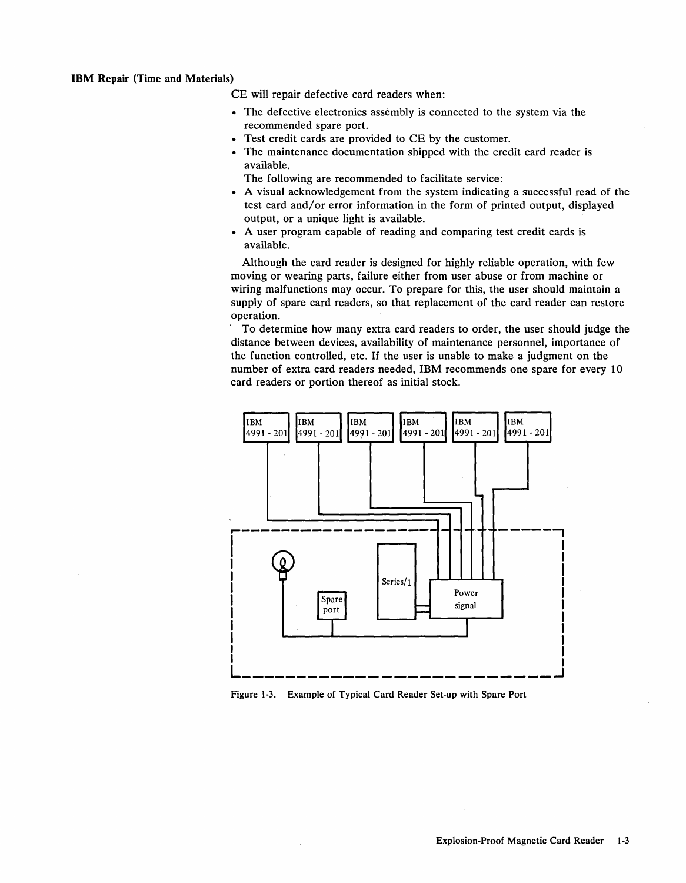### IBM Repair (Time and Materials)

CE will repair defective card readers when:

- The defective electronics assembly is connected to the system via the recommended spare port.
- Test credit cards are provided to CE by the customer.
- The maintenance documentation shipped with the credit card reader is available.

  The following are recommended to facilitate service:

- A visual acknowledgement from the system indicating a successful read of the test card and/or error information in the form of printed output, displayed output, or a unique light is available.
- A user program capable of reading and comparing test credit cards is available.

Although the card reader is designed for highly reliable operation, with few moving or wearing parts, failure either from user abuse or from machine or wiring malfunctions may occur. To prepare for this, the user should maintain a supply of spare card readers, so that replacement of the card reader can restore operation.

To determine how many extra card readers to order, the user should judge the distance between devices, availability of maintenance personnel, importance of the function controlled, etc. If the user is unable to make a judgment on the number of extra card readers needed, IBM recommends one spare for every 10 card readers or portion thereof as initial stock.

Figure 1-3. Example of Typical Card Reader Set-up with Spare Port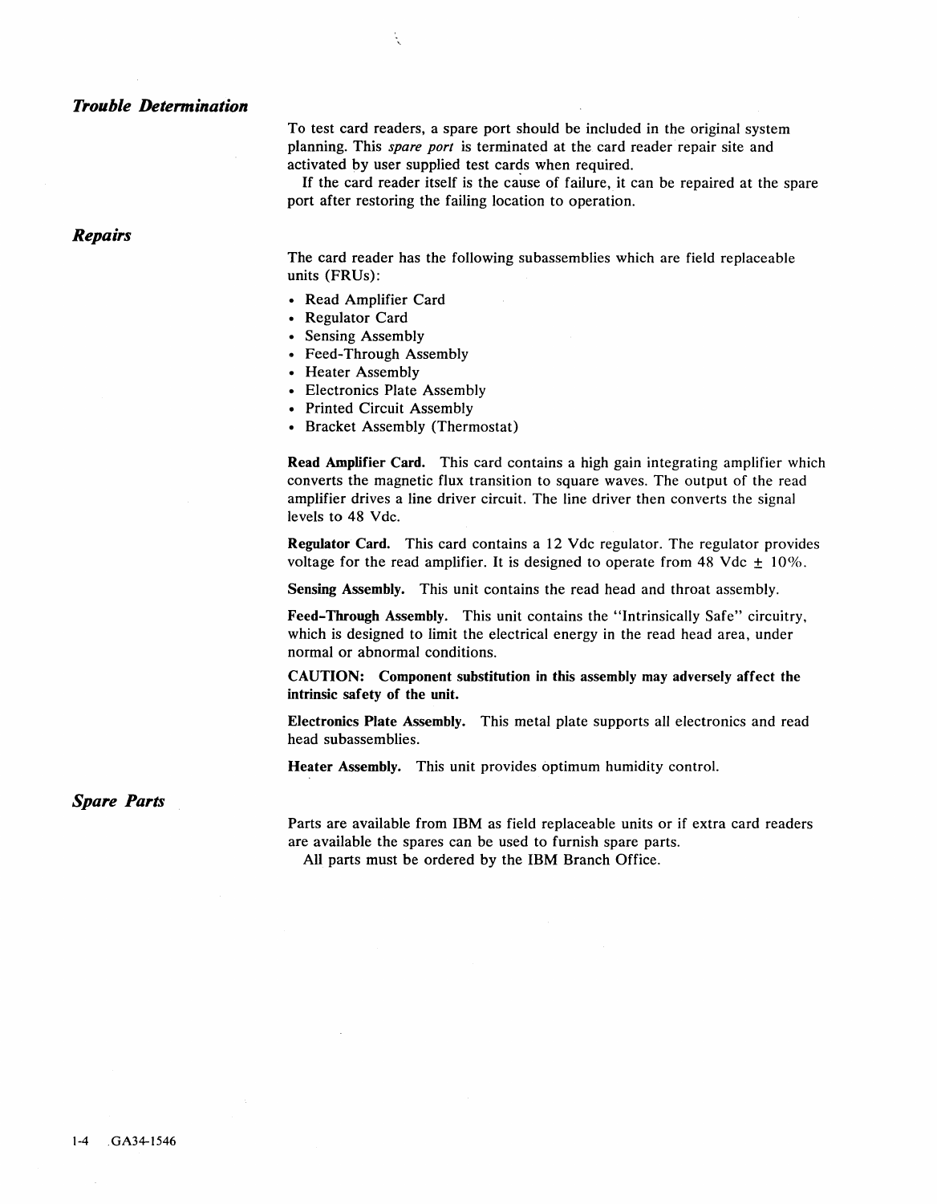## *Trouble Determination*

To test card readers, a spare port should be included in the original system planning. This *spare port* is terminated at the card reader repair site and activated by user supplied test cards when required.

If the card reader itself is the cause of failure, it can be repaired at the spare port after restoring the failing location to operation.

## *Repairs*

The card reader has the following subassemblies which are field replaceable units (FRUs):

- Read Amplifier Card
- Regulator Card
- Sensing Assembly
- Feed-Through Assembly
- Heater Assembly
- Electronics Plate Assembly
- Printed Circuit Assembly
- Bracket Assembly (Thermostat)

**Read Amplifier Card.** This card contains a high gain integrating amplifier which converts the magnetic flux transition to square waves. The output of the read amplifier drives a line driver circuit. The line driver then converts the signal levels to 48 Vdc.

**Regulator Card.** This card contains a 12 Vdc regulator. The regulator provides voltage for the read amplifier. It is designed to operate from 48 Vdc ± 10%.

**Sensing Assembly.** This unit contains the read head and throat assembly.

**Feed-Through Assembly.** This unit contains the "Intrinsically Safe" circuitry, which is designed to limit the electrical energy in the read head area, under normal or abnormal conditions.

**CAUTION: Component substitution in this assembly may adversely affect the intrinsic safety of the unit.**

**Electronics Plate Assembly.** This metal plate supports all electronics and read head subassemblies.

**Heater Assembly.** This unit provides optimum humidity control.

## *Spare Parts*

Parts are available from IBM as field replaceable units or if extra card readers are available the spares can be used to furnish spare parts.

All parts must be ordered by the IBM Branch Office.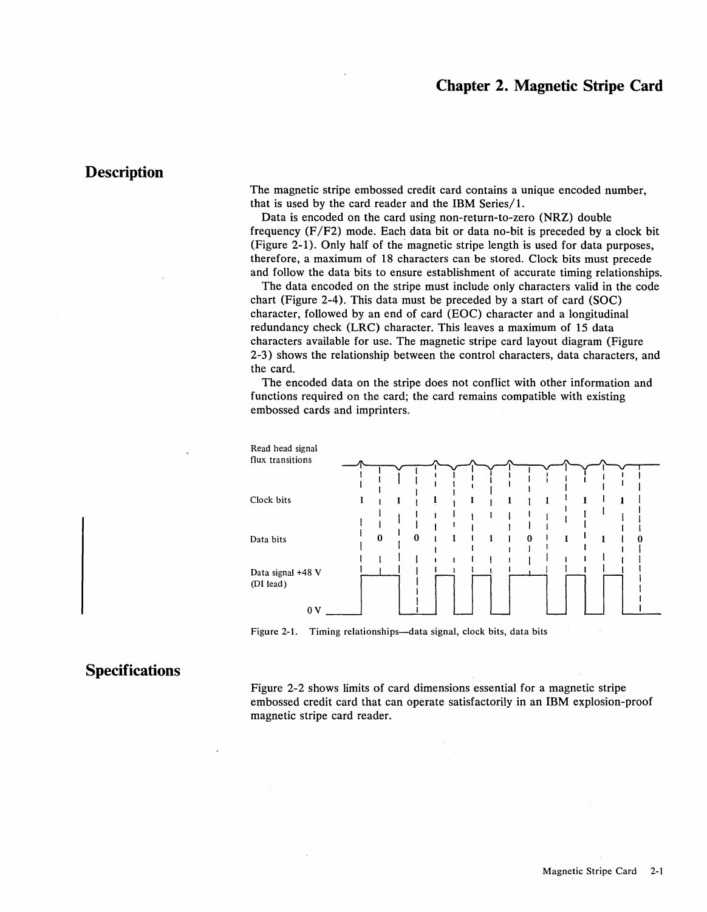# Chapter 2. Magnetic Stripe Card

## Description

The magnetic stripe embossed credit card contains a unique encoded number, that is used by the card reader and the IBM Series/1.

Data is encoded on the card using non-return-to-zero (NRZ) double frequency (F/F2) mode. Each data bit or data no-bit is preceded by a clock bit (Figure 2-1). Only half of the magnetic stripe length is used for data purposes, therefore, a maximum of 18 characters can be stored. Clock bits must precede and follow the data bits to ensure establishment of accurate timing relationships.

The data encoded on the stripe must include only characters valid in the code chart (Figure 2-4). This data must be preceded by a start of card (SOC) character, followed by an end of card (EOC) character and a longitudinal redundancy check (LRC) character. This leaves a maximum of 15 data characters available for use. The magnetic stripe card layout diagram (Figure 2-3) shows the relationship between the control characters, data characters, and the card.

The encoded data on the stripe does not conflict with other information and functions required on the card; the card remains compatible with existing embossed cards and imprinters.

Read head signal flux transitions

Clock bits: 1 1 1 1 1 1 1 1

Data bits: 0 0 1 1 0 1 1 0

Data signal +48 V (DI lead)

0 V

Figure 2-1. Timing relationships—data signal, clock bits, data bits

## Specifications

Figure 2-2 shows limits of card dimensions essential for a magnetic stripe embossed credit card that can operate satisfactorily in an IBM explosion-proof magnetic stripe card reader.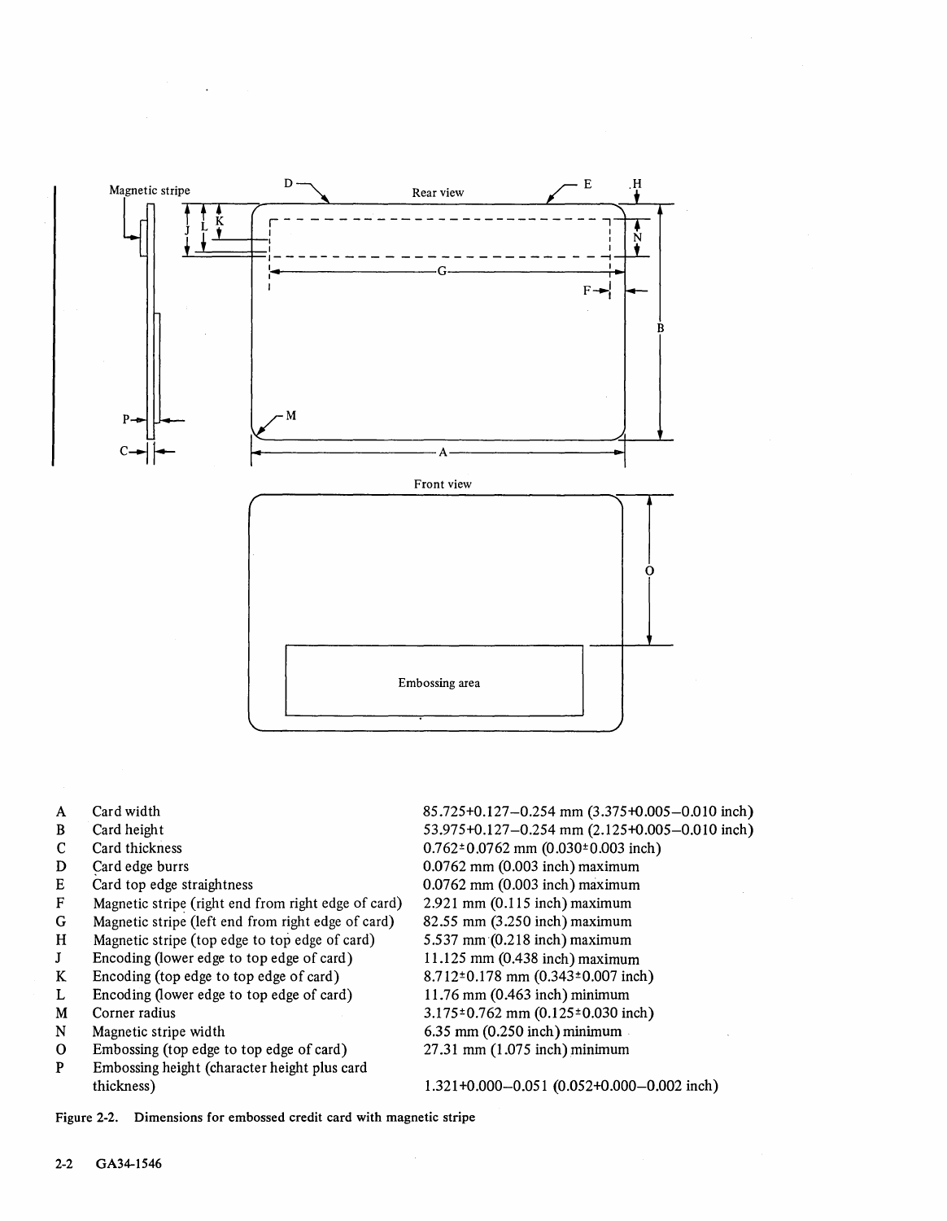| | | |
|---|---|---|
| A | Card width | 85.725+0.127–0.254 mm (3.375+0.005–0.010 inch) |
| B | Card height | 53.975+0.127–0.254 mm (2.125+0.005–0.010 inch) |
| C | Card thickness | 0.762±0.0762 mm (0.030±0.003 inch) |
| D | Card edge burrs | 0.0762 mm (0.003 inch) maximum |
| E | Card top edge straightness | 0.0762 mm (0.003 inch) maximum |
| F | Magnetic stripe (right end from right edge of card) | 2.921 mm (0.115 inch) maximum |
| G | Magnetic stripe (left end from right edge of card) | 82.55 mm (3.250 inch) maximum |
| H | Magnetic stripe (top edge to top edge of card) | 5.537 mm (0.218 inch) maximum |
| J | Encoding (lower edge to top edge of card) | 11.125 mm (0.438 inch) maximum |
| K | Encoding (top edge to top edge of card) | 8.712±0.178 mm (0.343±0.007 inch) |
| L | Encoding (lower edge to top edge of card) | 11.76 mm (0.463 inch) minimum |
| M | Corner radius | 3.175±0.762 mm (0.125±0.030 inch) |
| N | Magnetic stripe width | 6.35 mm (0.250 inch) minimum |
| O | Embossing (top edge to top edge of card) | 27.31 mm (1.075 inch) minimum |
| P | Embossing height (character height plus card thickness) | 1.321+0.000–0.051 (0.052+0.000–0.002 inch) |

**Figure 2-2. Dimensions for embossed credit card with magnetic stripe**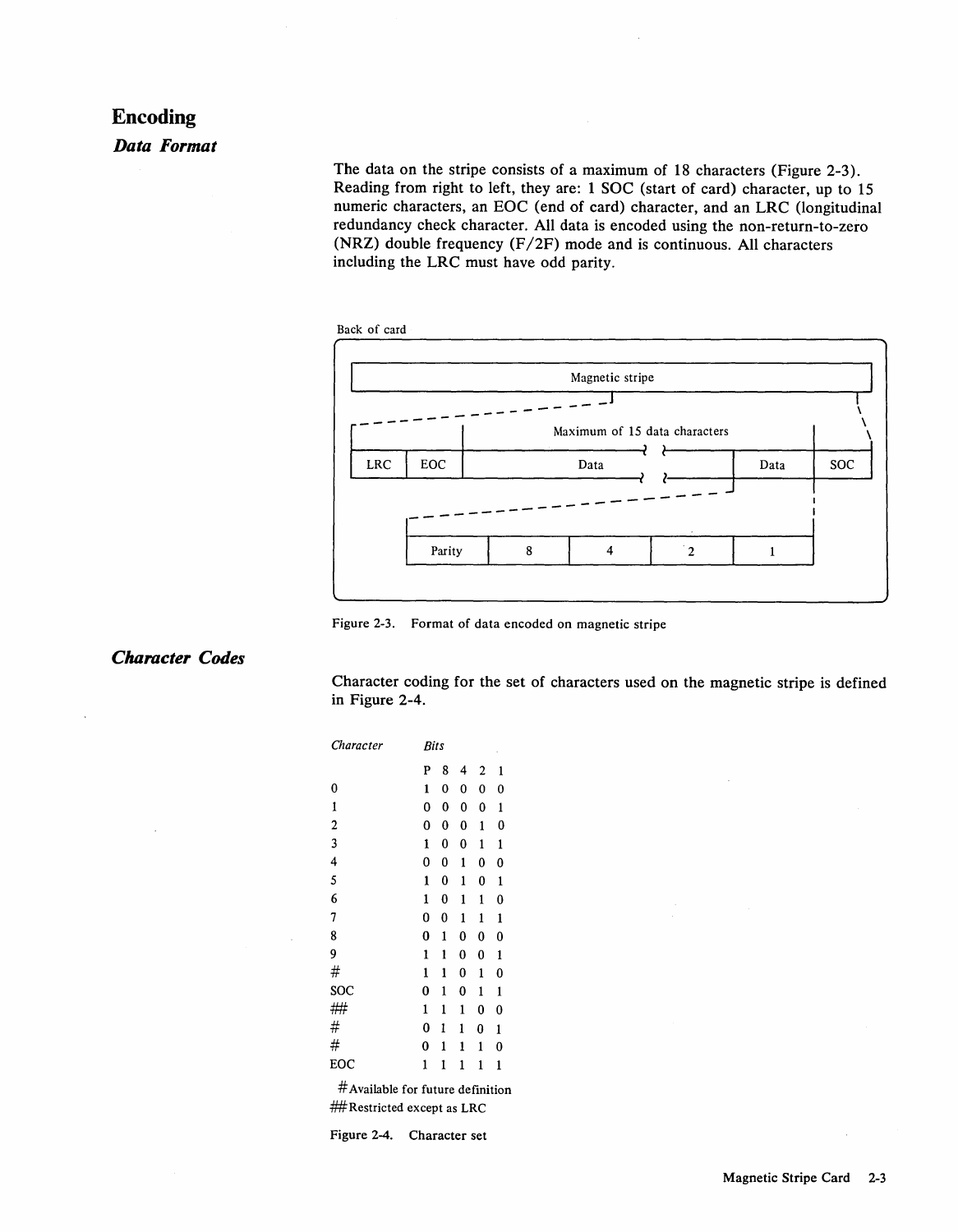# Encoding

## *Data Format*

The data on the stripe consists of a maximum of 18 characters (Figure 2-3). Reading from right to left, they are: 1 SOC (start of card) character, up to 15 numeric characters, an EOC (end of card) character, and an LRC (longitudinal redundancy check character. All data is encoded using the non-return-to-zero (NRZ) double frequency (F/2F) mode and is continuous. All characters including the LRC must have odd parity.

Back of card

| Magnetic stripe | | | | |
|---|---|---|---|---|
| LRC | EOC | Data (Maximum of 15 data characters) | Data | SOC |

| Parity | 8 | 4 | 2 | 1 |
|---|---|---|---|---|

Figure 2-3. Format of data encoded on magnetic stripe

## *Character Codes*

Character coding for the set of characters used on the magnetic stripe is defined in Figure 2-4.

| *Character* | P | 8 | 4 | 2 | 1 |
|---|---|---|---|---|---|
| 0 | 1 | 0 | 0 | 0 | 0 |
| 1 | 0 | 0 | 0 | 0 | 1 |
| 2 | 0 | 0 | 0 | 1 | 0 |
| 3 | 1 | 0 | 0 | 1 | 1 |
| 4 | 0 | 0 | 1 | 0 | 0 |
| 5 | 1 | 0 | 1 | 0 | 1 |
| 6 | 1 | 0 | 1 | 1 | 0 |
| 7 | 0 | 0 | 1 | 1 | 1 |
| 8 | 0 | 1 | 0 | 0 | 0 |
| 9 | 1 | 1 | 0 | 0 | 1 |
| # | 1 | 1 | 0 | 1 | 0 |
| SOC | 0 | 1 | 0 | 1 | 1 |
| ## | 1 | 1 | 1 | 0 | 0 |
| # | 0 | 1 | 1 | 0 | 1 |
| # | 0 | 1 | 1 | 1 | 0 |
| EOC | 1 | 1 | 1 | 1 | 1 |

#Available for future definition
##Restricted except as LRC

Figure 2-4. Character set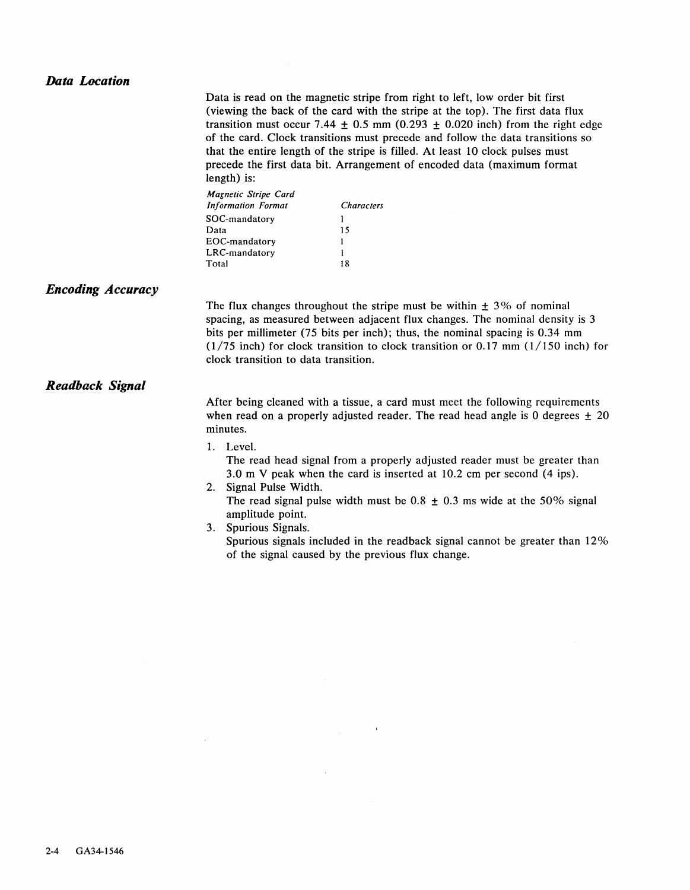## *Data Location*

Data is read on the magnetic stripe from right to left, low order bit first (viewing the back of the card with the stripe at the top). The first data flux transition must occur 7.44 ± 0.5 mm (0.293 ± 0.020 inch) from the right edge of the card. Clock transitions must precede and follow the data transitions so that the entire length of the stripe is filled. At least 10 clock pulses must precede the first data bit. Arrangement of encoded data (maximum format length) is:

| *Magnetic Stripe Card Information Format* | *Characters* |
|---|---|
| SOC-mandatory | 1 |
| Data | 15 |
| EOC-mandatory | 1 |
| LRC-mandatory | 1 |
| Total | 18 |

## *Encoding Accuracy*

The flux changes throughout the stripe must be within ± 3% of nominal spacing, as measured between adjacent flux changes. The nominal density is 3 bits per millimeter (75 bits per inch); thus, the nominal spacing is 0.34 mm (1/75 inch) for clock transition to clock transition or 0.17 mm (1/150 inch) for clock transition to data transition.

## *Readback Signal*

After being cleaned with a tissue, a card must meet the following requirements when read on a properly adjusted reader. The read head angle is 0 degrees ± 20 minutes.

1. Level.
   The read head signal from a properly adjusted reader must be greater than 3.0 m V peak when the card is inserted at 10.2 cm per second (4 ips).
2. Signal Pulse Width.
   The read signal pulse width must be 0.8 ± 0.3 ms wide at the 50% signal amplitude point.
3. Spurious Signals.
   Spurious signals included in the readback signal cannot be greater than 12% of the signal caused by the previous flux change.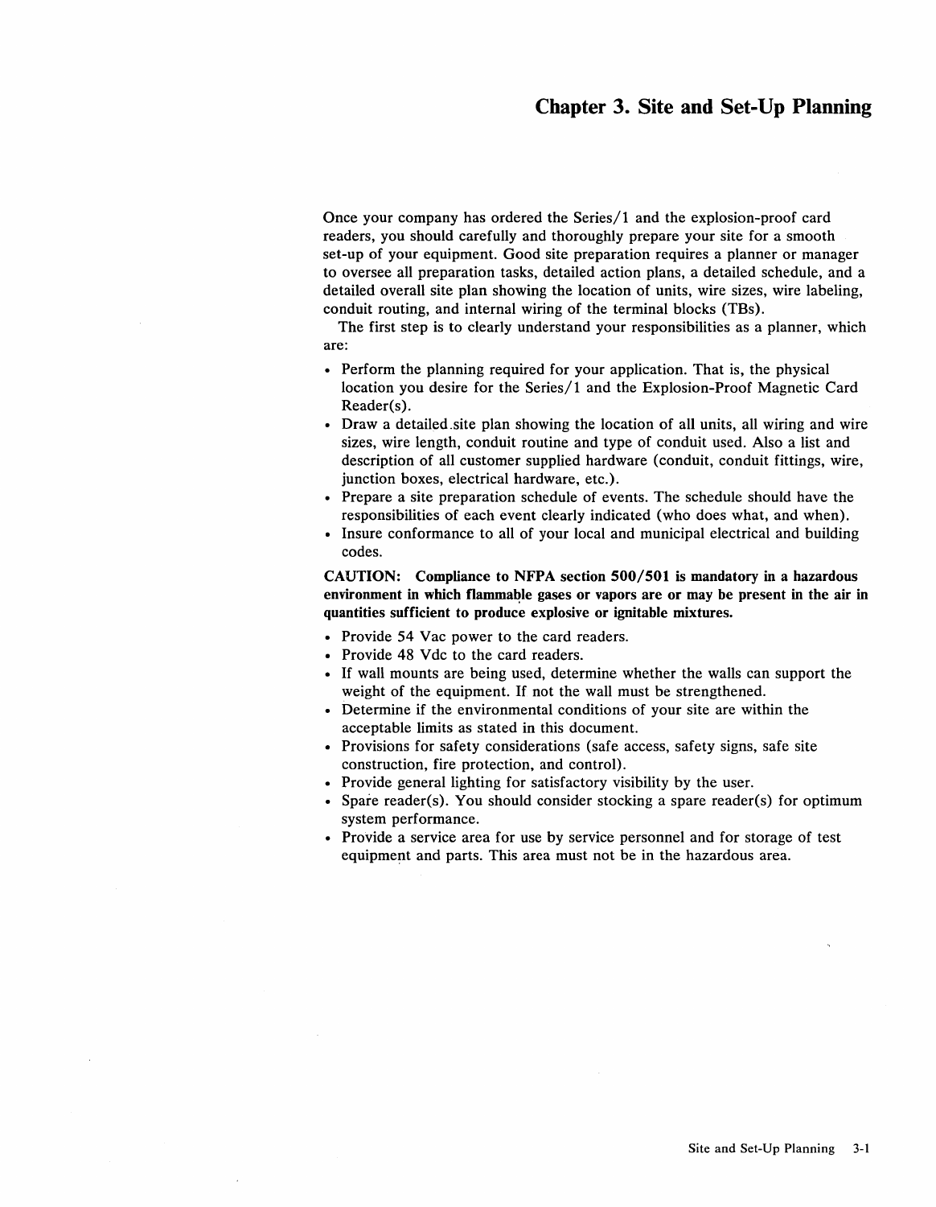# Chapter 3. Site and Set-Up Planning

Once your company has ordered the Series/1 and the explosion-proof card readers, you should carefully and thoroughly prepare your site for a smooth set-up of your equipment. Good site preparation requires a planner or manager to oversee all preparation tasks, detailed action plans, a detailed schedule, and a detailed overall site plan showing the location of units, wire sizes, wire labeling, conduit routing, and internal wiring of the terminal blocks (TBs).

The first step is to clearly understand your responsibilities as a planner, which are:

- Perform the planning required for your application. That is, the physical location you desire for the Series/1 and the Explosion-Proof Magnetic Card Reader(s).
- Draw a detailed site plan showing the location of all units, all wiring and wire sizes, wire length, conduit routine and type of conduit used. Also a list and description of all customer supplied hardware (conduit, conduit fittings, wire, junction boxes, electrical hardware, etc.).
- Prepare a site preparation schedule of events. The schedule should have the responsibilities of each event clearly indicated (who does what, and when).
- Insure conformance to all of your local and municipal electrical and building codes.

**CAUTION: Compliance to NFPA section 500/501 is mandatory in a hazardous environment in which flammable gases or vapors are or may be present in the air in quantities sufficient to produce explosive or ignitable mixtures.**

- Provide 54 Vac power to the card readers.
- Provide 48 Vdc to the card readers.
- If wall mounts are being used, determine whether the walls can support the weight of the equipment. If not the wall must be strengthened.
- Determine if the environmental conditions of your site are within the acceptable limits as stated in this document.
- Provisions for safety considerations (safe access, safety signs, safe site construction, fire protection, and control).
- Provide general lighting for satisfactory visibility by the user.
- Spare reader(s). You should consider stocking a spare reader(s) for optimum system performance.
- Provide a service area for use by service personnel and for storage of test equipment and parts. This area must not be in the hazardous area.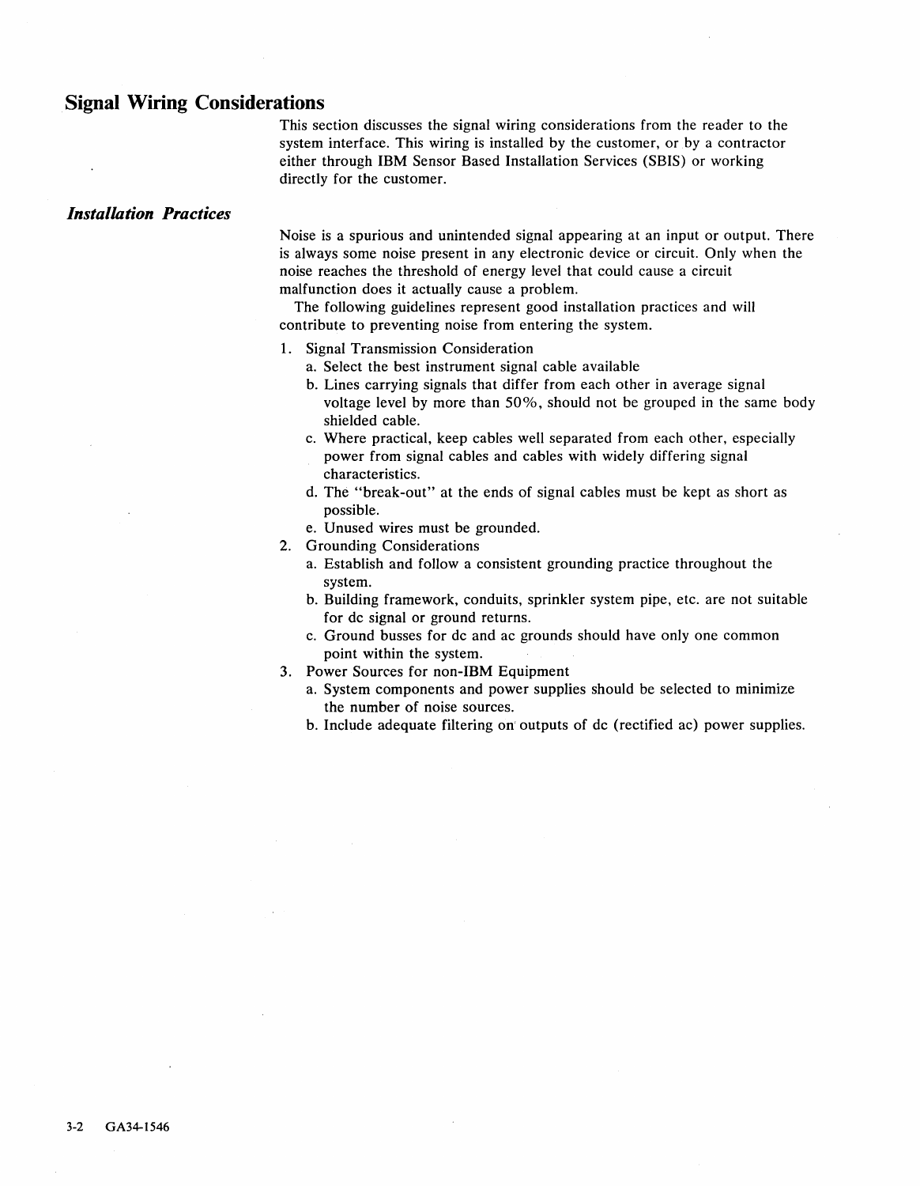## Signal Wiring Considerations

This section discusses the signal wiring considerations from the reader to the system interface. This wiring is installed by the customer, or by a contractor either through IBM Sensor Based Installation Services (SBIS) or working directly for the customer.

### *Installation Practices*

Noise is a spurious and unintended signal appearing at an input or output. There is always some noise present in any electronic device or circuit. Only when the noise reaches the threshold of energy level that could cause a circuit malfunction does it actually cause a problem.

The following guidelines represent good installation practices and will contribute to preventing noise from entering the system.

1. Signal Transmission Consideration
   a. Select the best instrument signal cable available
   b. Lines carrying signals that differ from each other in average signal voltage level by more than 50%, should not be grouped in the same body shielded cable.
   c. Where practical, keep cables well separated from each other, especially power from signal cables and cables with widely differing signal characteristics.
   d. The "break-out" at the ends of signal cables must be kept as short as possible.
   e. Unused wires must be grounded.
2. Grounding Considerations
   a. Establish and follow a consistent grounding practice throughout the system.
   b. Building framework, conduits, sprinkler system pipe, etc. are not suitable for dc signal or ground returns.
   c. Ground busses for dc and ac grounds should have only one common point within the system.
3. Power Sources for non-IBM Equipment
   a. System components and power supplies should be selected to minimize the number of noise sources.
   b. Include adequate filtering on outputs of dc (rectified ac) power supplies.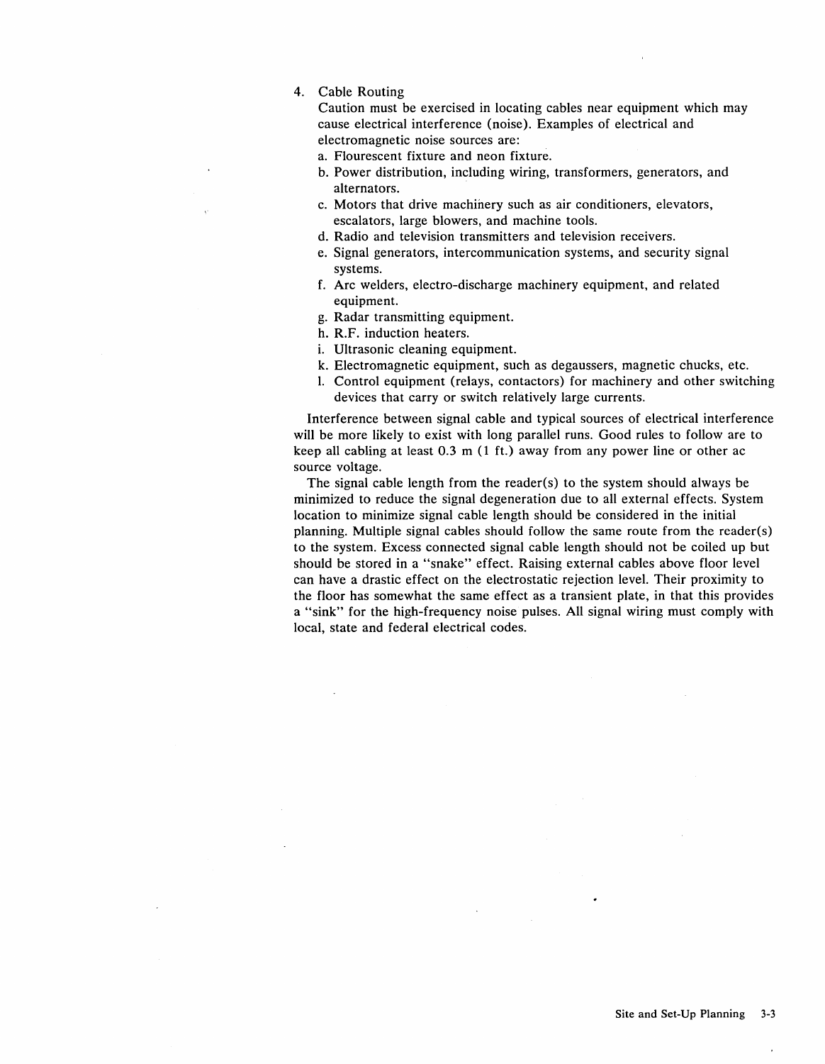4. Cable Routing

   Caution must be exercised in locating cables near equipment which may cause electrical interference (noise). Examples of electrical and electromagnetic noise sources are:

   a. Flourescent fixture and neon fixture.
   b. Power distribution, including wiring, transformers, generators, and alternators.
   c. Motors that drive machinery such as air conditioners, elevators, escalators, large blowers, and machine tools.
   d. Radio and television transmitters and television receivers.
   e. Signal generators, intercommunication systems, and security signal systems.
   f. Arc welders, electro-discharge machinery equipment, and related equipment.
   g. Radar transmitting equipment.
   h. R.F. induction heaters.
   i. Ultrasonic cleaning equipment.
   k. Electromagnetic equipment, such as degaussers, magnetic chucks, etc.
   l. Control equipment (relays, contactors) for machinery and other switching devices that carry or switch relatively large currents.

Interference between signal cable and typical sources of electrical interference will be more likely to exist with long parallel runs. Good rules to follow are to keep all cabling at least 0.3 m (1 ft.) away from any power line or other ac source voltage.

The signal cable length from the reader(s) to the system should always be minimized to reduce the signal degeneration due to all external effects. System location to minimize signal cable length should be considered in the initial planning. Multiple signal cables should follow the same route from the reader(s) to the system. Excess connected signal cable length should not be coiled up but should be stored in a "snake" effect. Raising external cables above floor level can have a drastic effect on the electrostatic rejection level. Their proximity to the floor has somewhat the same effect as a transient plate, in that this provides a "sink" for the high-frequency noise pulses. All signal wiring must comply with local, state and federal electrical codes.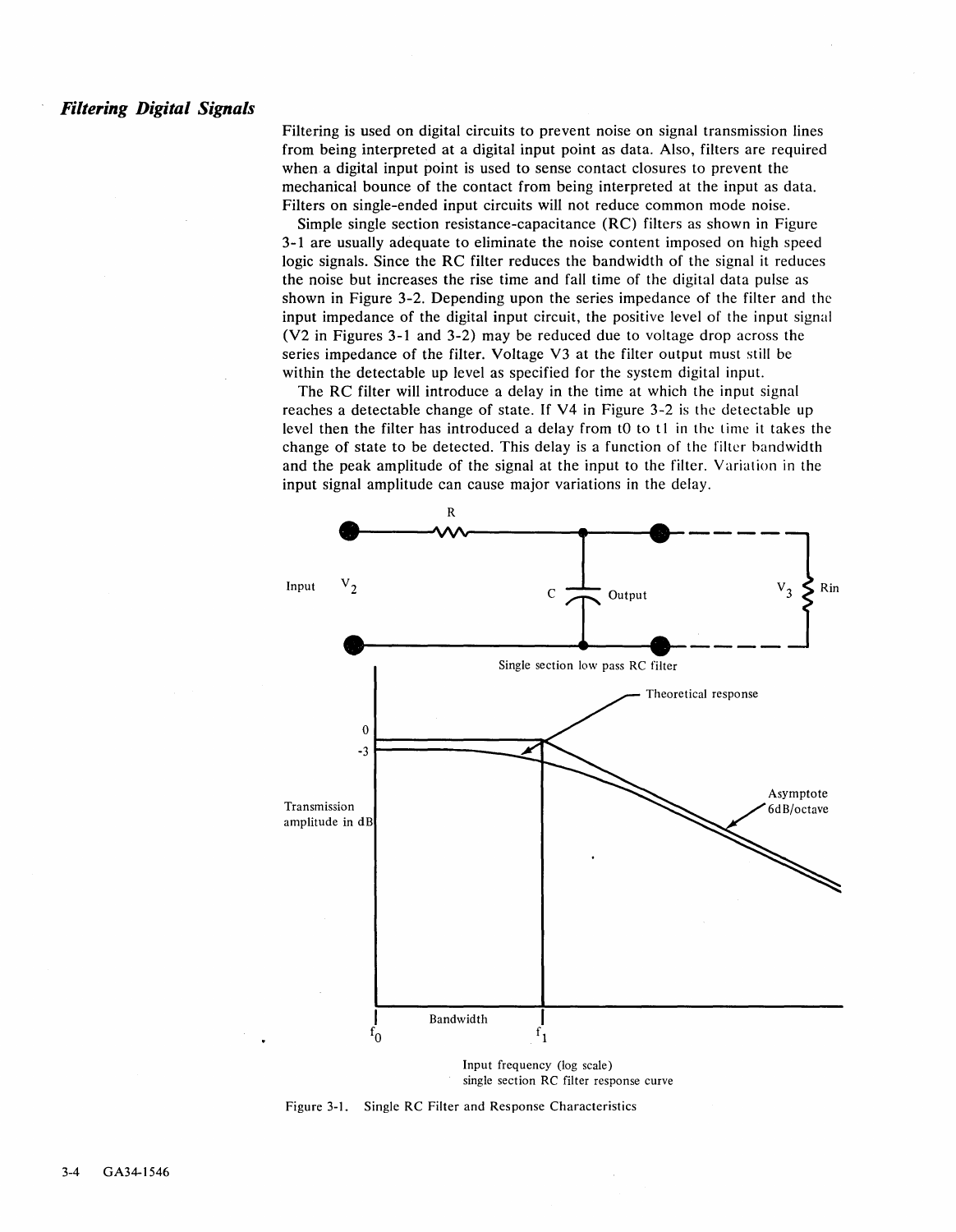## *Filtering Digital Signals*

Filtering is used on digital circuits to prevent noise on signal transmission lines from being interpreted at a digital input point as data. Also, filters are required when a digital input point is used to sense contact closures to prevent the mechanical bounce of the contact from being interpreted at the input as data. Filters on single-ended input circuits will not reduce common mode noise.

Simple single section resistance-capacitance (RC) filters as shown in Figure 3-1 are usually adequate to eliminate the noise content imposed on high speed logic signals. Since the RC filter reduces the bandwidth of the signal it reduces the noise but increases the rise time and fall time of the digital data pulse as shown in Figure 3-2. Depending upon the series impedance of the filter and the input impedance of the digital input circuit, the positive level of the input signal (V2 in Figures 3-1 and 3-2) may be reduced due to voltage drop across the series impedance of the filter. Voltage V3 at the filter output must still be within the detectable up level as specified for the system digital input.

The RC filter will introduce a delay in the time at which the input signal reaches a detectable change of state. If V4 in Figure 3-2 is the detectable up level then the filter has introduced a delay from t0 to t1 in the time it takes the change of state to be detected. This delay is a function of the filter bandwidth and the peak amplitude of the signal at the input to the filter. Variation in the input signal amplitude can cause major variations in the delay.

R

Input $V_2$ C Output $V_3$ Rin

Single section low pass RC filter

Theoretical response

0

-3

Transmission amplitude in dB

Asymptote 6dB/octave

Bandwidth

$f_0$ $f_1$

Input frequency (log scale)
single section RC filter response curve

Figure 3-1. Single RC Filter and Response Characteristics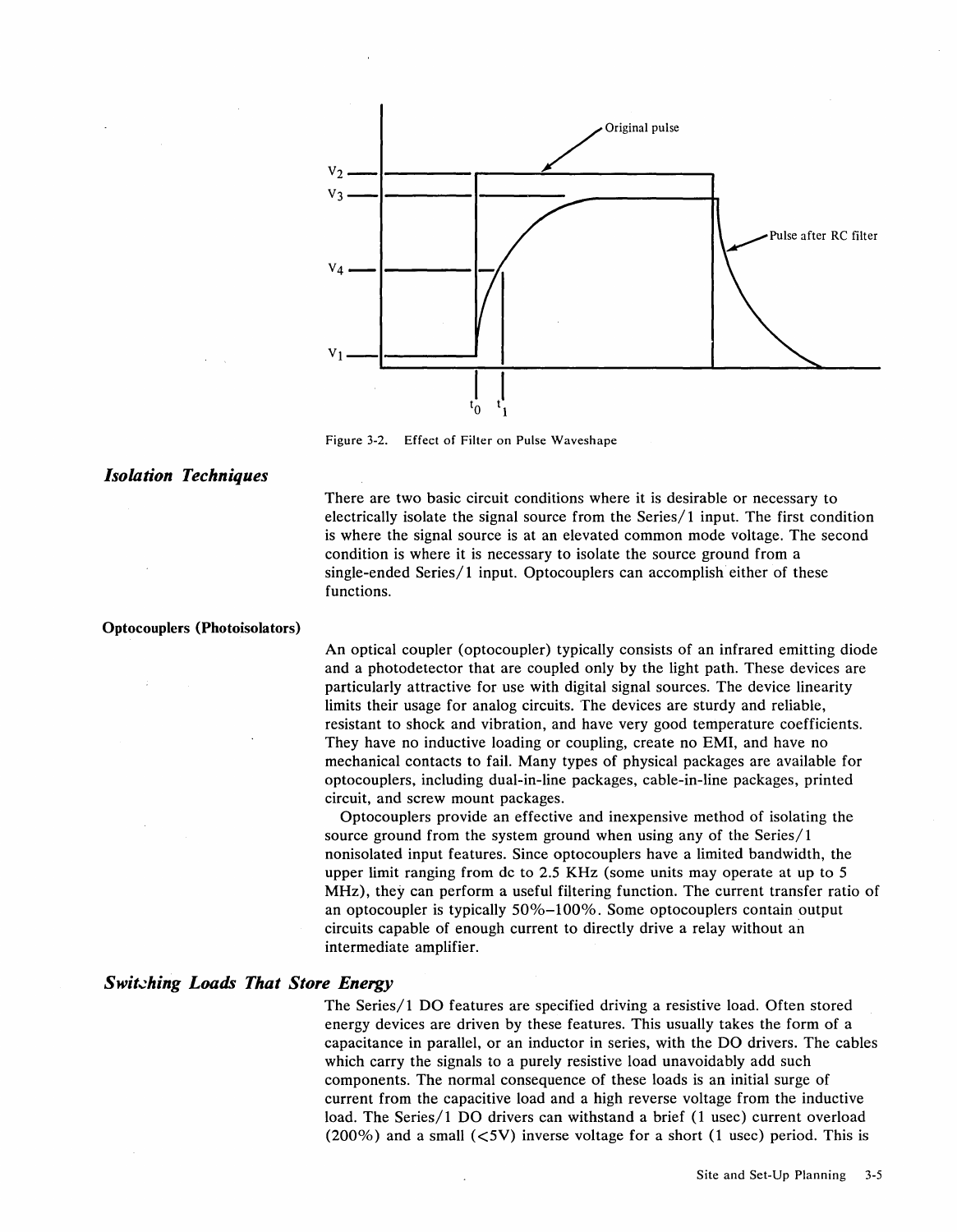Figure 3-2. Effect of Filter on Pulse Waveshape

## *Isolation Techniques*

There are two basic circuit conditions where it is desirable or necessary to electrically isolate the signal source from the Series/1 input. The first condition is where the signal source is at an elevated common mode voltage. The second condition is where it is necessary to isolate the source ground from a single-ended Series/1 input. Optocouplers can accomplish either of these functions.

### Optocouplers (Photoisolators)

An optical coupler (optocoupler) typically consists of an infrared emitting diode and a photodetector that are coupled only by the light path. These devices are particularly attractive for use with digital signal sources. The device linearity limits their usage for analog circuits. The devices are sturdy and reliable, resistant to shock and vibration, and have very good temperature coefficients. They have no inductive loading or coupling, create no EMI, and have no mechanical contacts to fail. Many types of physical packages are available for optocouplers, including dual-in-line packages, cable-in-line packages, printed circuit, and screw mount packages.

Optocouplers provide an effective and inexpensive method of isolating the source ground from the system ground when using any of the Series/1 nonisolated input features. Since optocouplers have a limited bandwidth, the upper limit ranging from dc to 2.5 KHz (some units may operate at up to 5 MHz), they can perform a useful filtering function. The current transfer ratio of an optocoupler is typically 50%–100%. Some optocouplers contain output circuits capable of enough current to directly drive a relay without an intermediate amplifier.

## *Switching Loads That Store Energy*

The Series/1 DO features are specified driving a resistive load. Often stored energy devices are driven by these features. This usually takes the form of a capacitance in parallel, or an inductor in series, with the DO drivers. The cables which carry the signals to a purely resistive load unavoidably add such components. The normal consequence of these loads is an initial surge of current from the capacitive load and a high reverse voltage from the inductive load. The Series/1 DO drivers can withstand a brief (1 usec) current overload (200%) and a small (<5V) inverse voltage for a short (1 usec) period. This is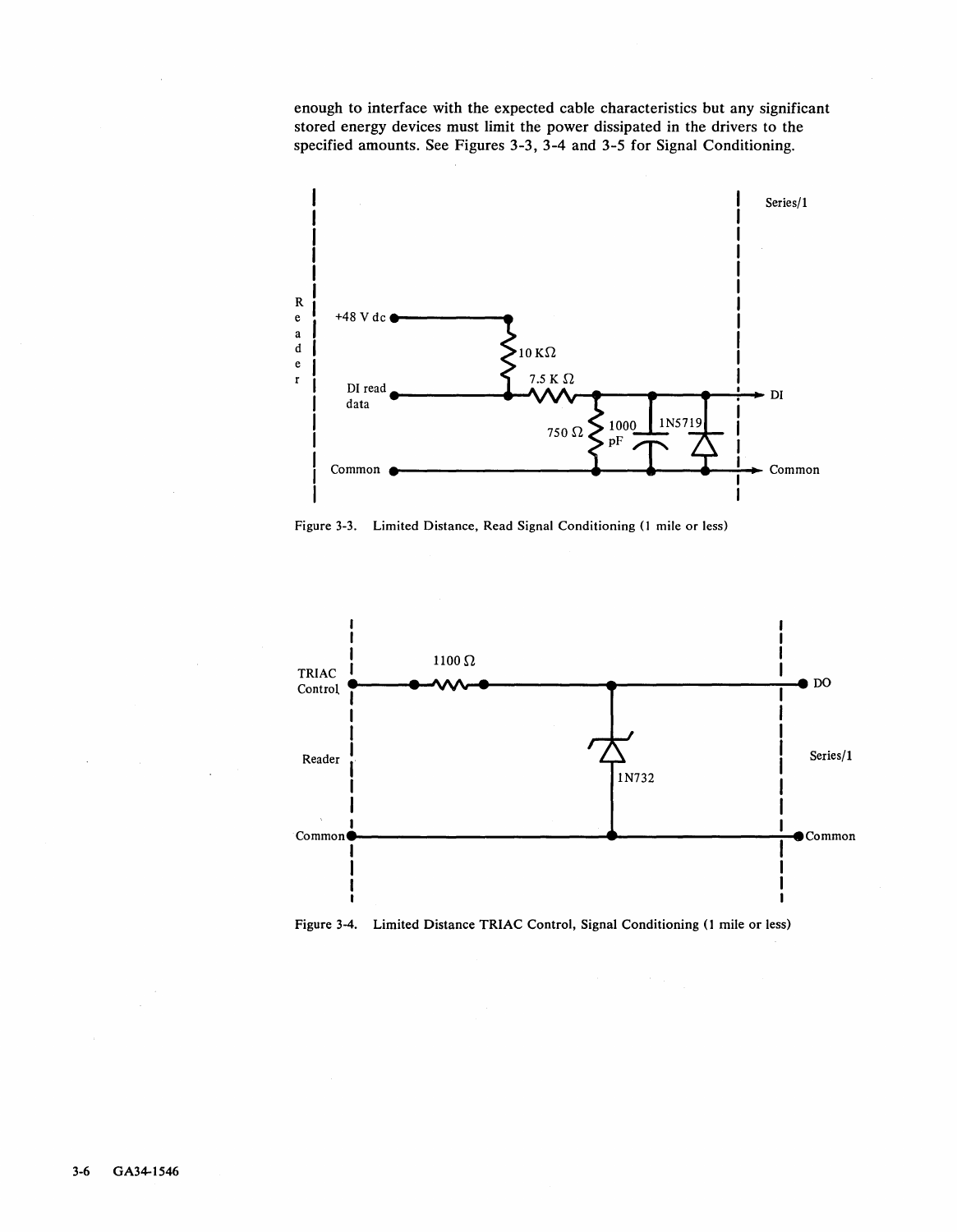enough to interface with the expected cable characteristics but any significant stored energy devices must limit the power dissipated in the drivers to the specified amounts. See Figures 3-3, 3-4 and 3-5 for Signal Conditioning.

Figure 3-3. Limited Distance, Read Signal Conditioning (1 mile or less)

Figure 3-4. Limited Distance TRIAC Control, Signal Conditioning (1 mile or less)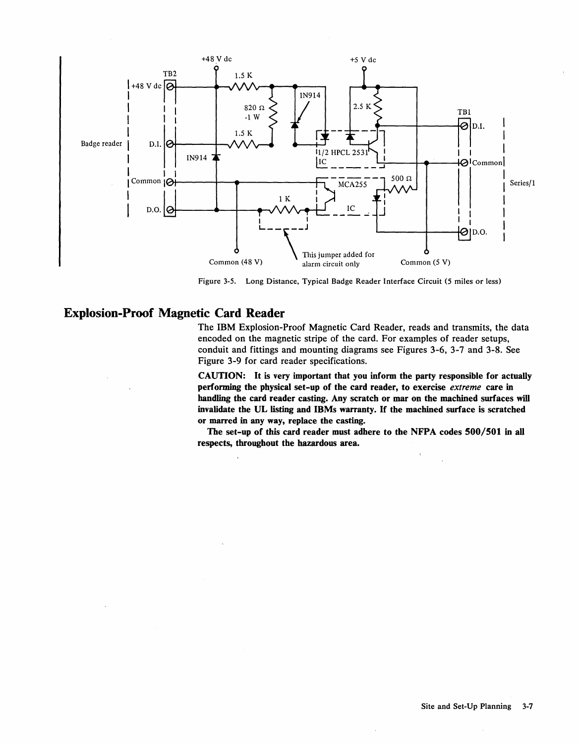Figure 3-5. Long Distance, Typical Badge Reader Interface Circuit (5 miles or less)

## Explosion-Proof Magnetic Card Reader

The IBM Explosion-Proof Magnetic Card Reader, reads and transmits, the data encoded on the magnetic stripe of the card. For examples of reader setups, conduit and fittings and mounting diagrams see Figures 3-6, 3-7 and 3-8. See Figure 3-9 for card reader specifications.

**CAUTION: It is very important that you inform the party responsible for actually performing the physical set-up of the card reader, to exercise *extreme* care in handling the card reader casting. Any scratch or mar on the machined surfaces will invalidate the UL listing and IBMs warranty. If the machined surface is scratched or marred in any way, replace the casting.**

**The set-up of this card reader must adhere to the NFPA codes 500/501 in all respects, throughout the hazardous area.**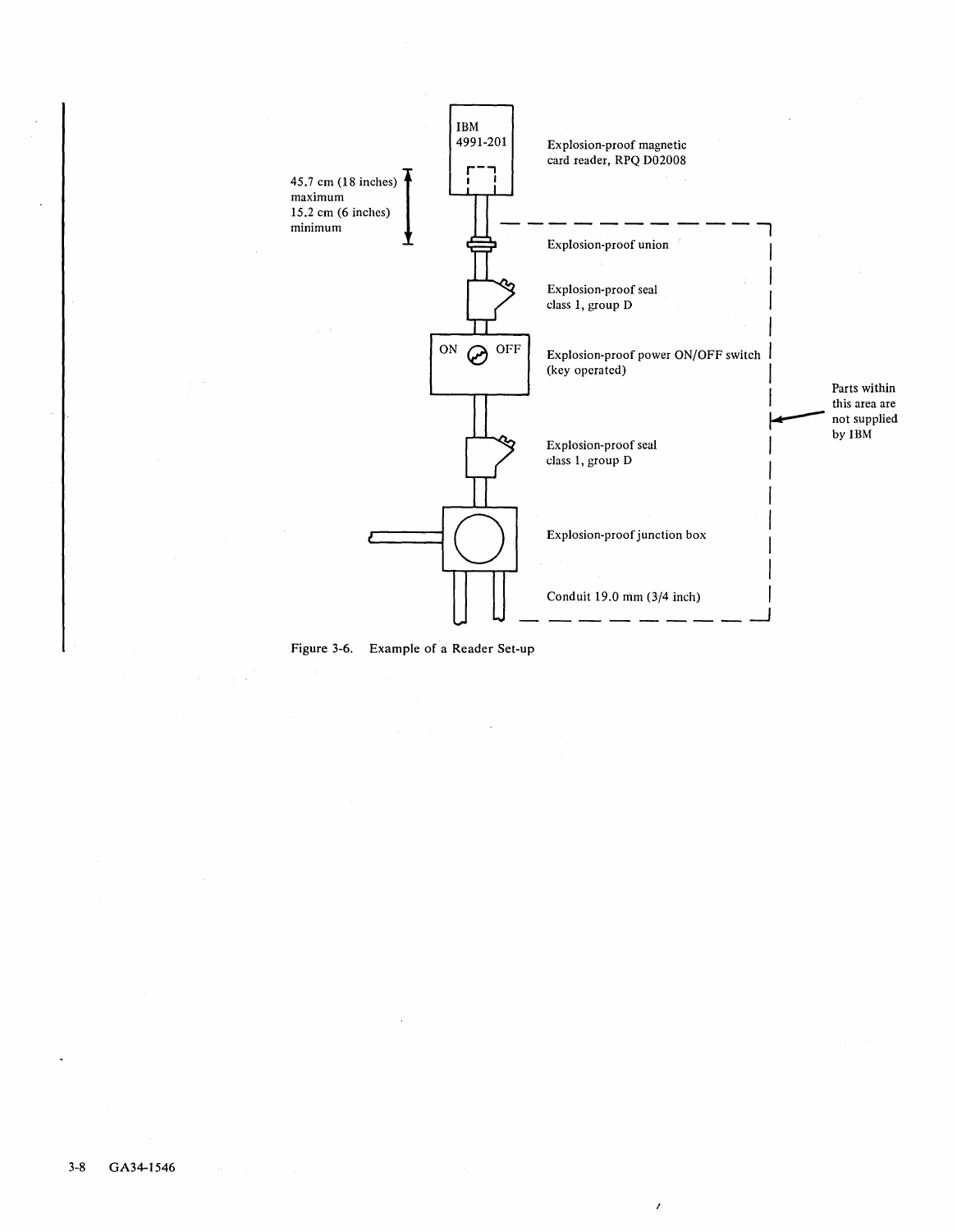IBM 4991-201

Explosion-proof magnetic card reader, RPQ D02008

45.7 cm (18 inches) maximum
15.2 cm (6 inches) minimum

Explosion-proof union

Explosion-proof seal class 1, group D

ON OFF

Explosion-proof power ON/OFF switch (key operated)

Explosion-proof seal class 1, group D

Explosion-proof junction box

Conduit 19.0 mm (3/4 inch)

Parts within this area are not supplied by IBM

Figure 3-6. Example of a Reader Set-up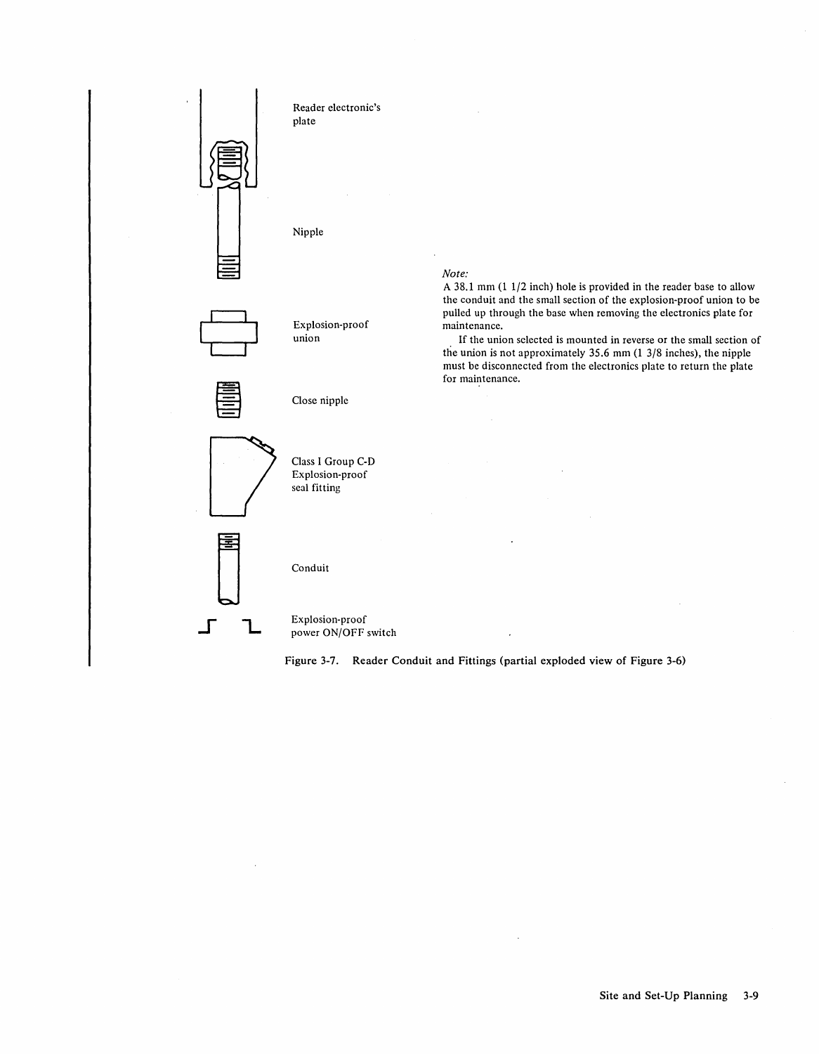Reader electronic's plate

Nipple

Explosion-proof union

Close nipple

Class I Group C-D Explosion-proof seal fitting

Conduit

Explosion-proof power ON/OFF switch

*Note:*
A 38.1 mm (1 1/2 inch) hole is provided in the reader base to allow the conduit and the small section of the explosion-proof union to be pulled up through the base when removing the electronics plate for maintenance.

If the union selected is mounted in reverse or the small section of the union is not approximately 35.6 mm (1 3/8 inches), the nipple must be disconnected from the electronics plate to return the plate for maintenance.

Figure 3-7. Reader Conduit and Fittings (partial exploded view of Figure 3-6)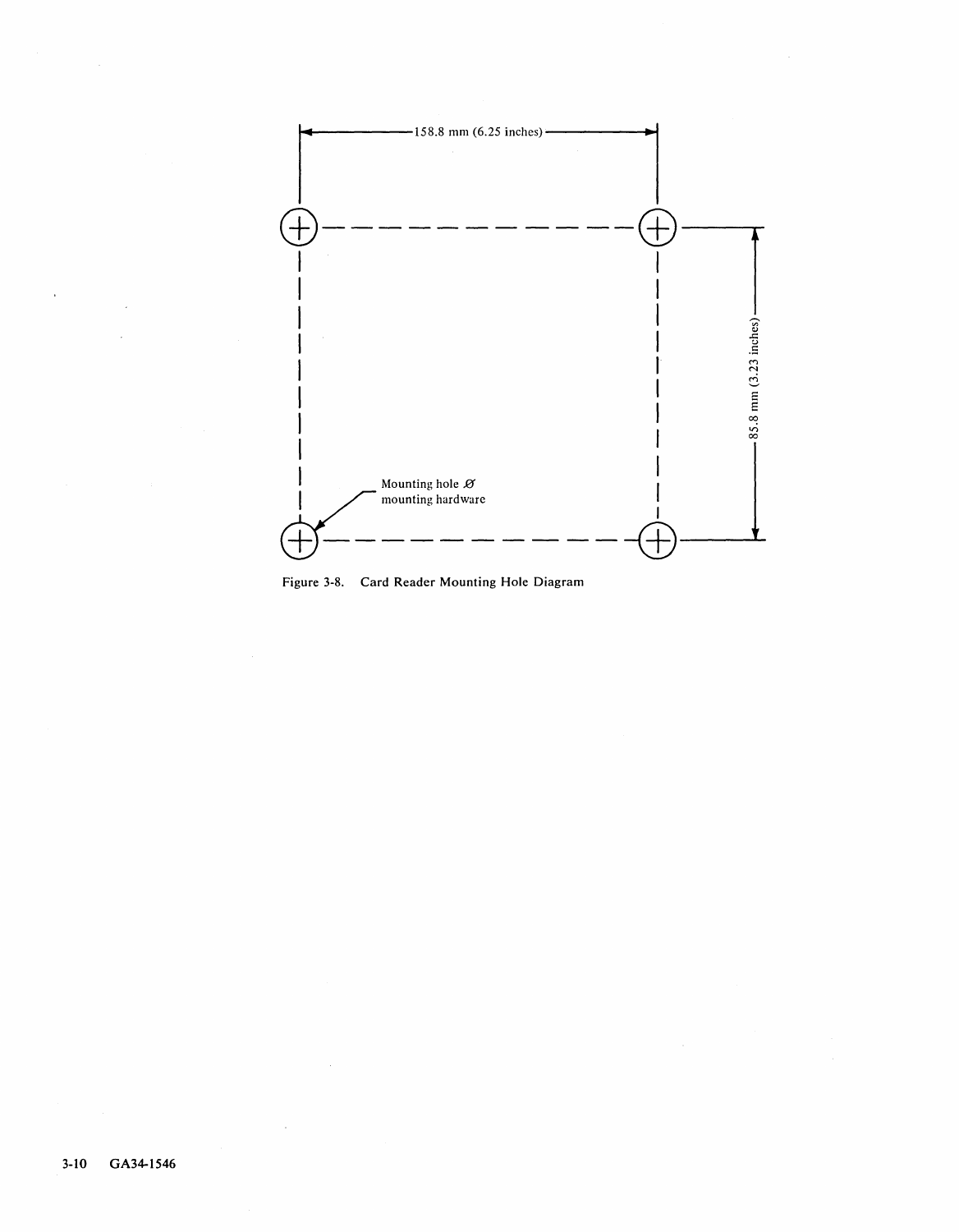158.8 mm (6.25 inches)

85.8 mm (3.23 inches)

Mounting hole Ø mounting hardware

Figure 3-8. Card Reader Mounting Hole Diagram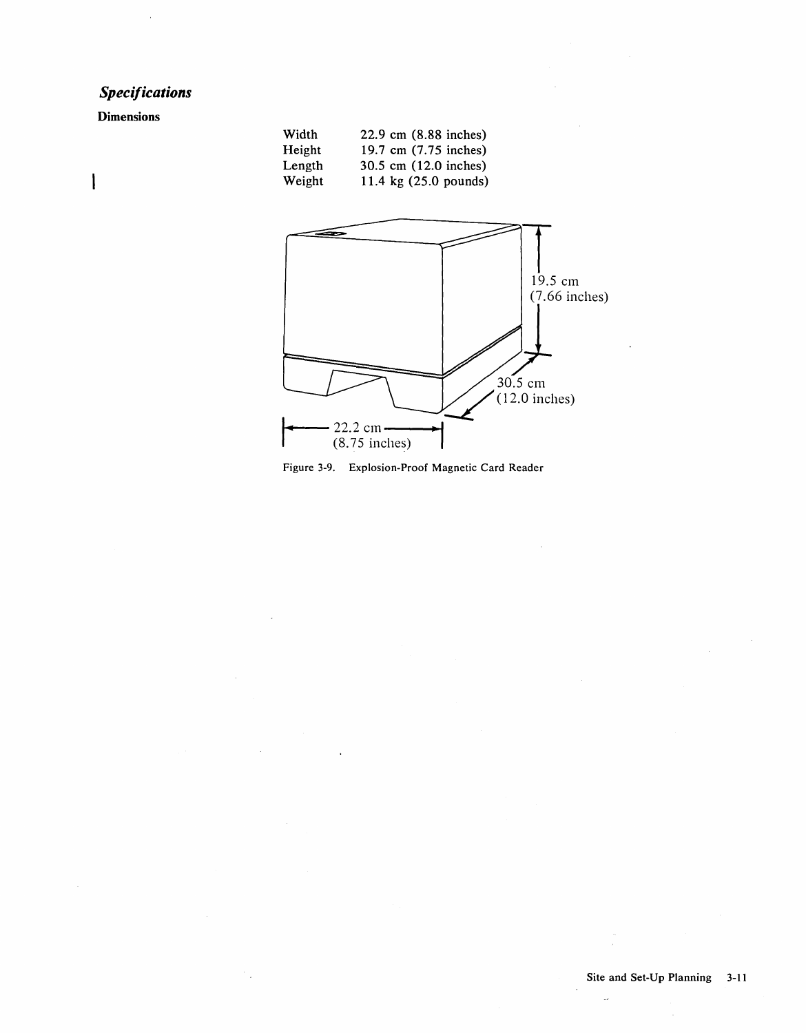## *Specifications*

### Dimensions

| | |
|---|---|
| Width | 22.9 cm (8.88 inches) |
| Height | 19.7 cm (7.75 inches) |
| Length | 30.5 cm (12.0 inches) |
| Weight | 11.4 kg (25.0 pounds) |

Figure 3-9. Explosion-Proof Magnetic Card Reader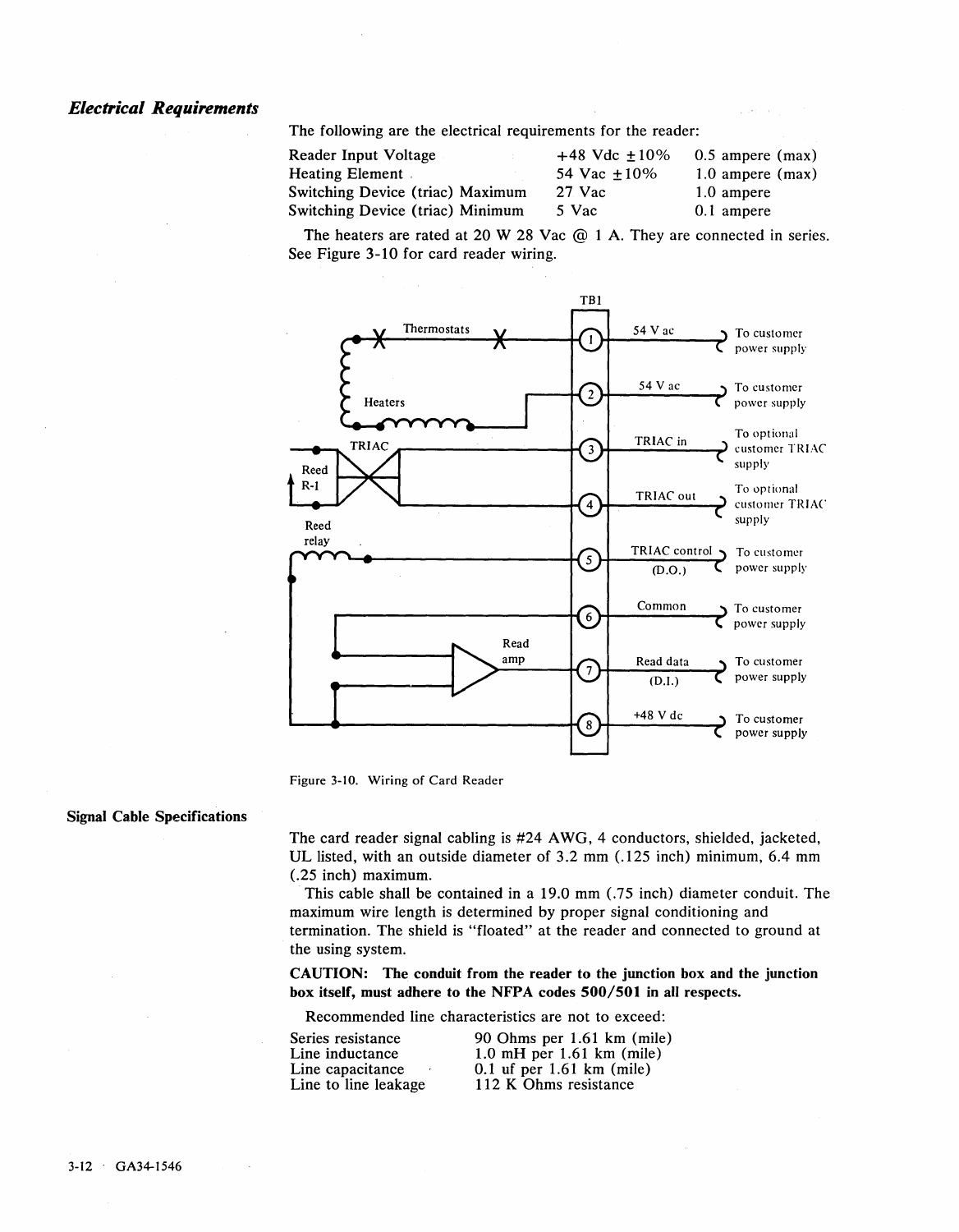## *Electrical Requirements*

The following are the electrical requirements for the reader:

| | | |
|---|---|---|
| Reader Input Voltage | +48 Vdc ±10% | 0.5 ampere (max) |
| Heating Element | 54 Vac ±10% | 1.0 ampere (max) |
| Switching Device (triac) Maximum | 27 Vac | 1.0 ampere |
| Switching Device (triac) Minimum | 5 Vac | 0.1 ampere |

The heaters are rated at 20 W 28 Vac @ 1 A. They are connected in series. See Figure 3-10 for card reader wiring.

| TB1 | Signal | Connection |
|---|---|---|
| 1 | 54 V ac | To customer power supply |
| 2 | 54 V ac | To customer power supply |
| 3 | TRIAC in | To optional customer TRIAC supply |
| 4 | TRIAC out | To optional customer TRIAC supply |
| 5 | TRIAC control (D.O.) | To customer power supply |
| 6 | Common | To customer power supply |
| 7 | Read data (D.I.) | To customer power supply |
| 8 | +48 V dc | To customer power supply |

Figure 3-10. Wiring of Card Reader

### Signal Cable Specifications

The card reader signal cabling is #24 AWG, 4 conductors, shielded, jacketed, UL listed, with an outside diameter of 3.2 mm (.125 inch) minimum, 6.4 mm (.25 inch) maximum.

This cable shall be contained in a 19.0 mm (.75 inch) diameter conduit. The maximum wire length is determined by proper signal conditioning and termination. The shield is "floated" at the reader and connected to ground at the using system.

**CAUTION: The conduit from the reader to the junction box and the junction box itself, must adhere to the NFPA codes 500/501 in all respects.**

Recommended line characteristics are not to exceed:

| | |
|---|---|
| Series resistance | 90 Ohms per 1.61 km (mile) |
| Line inductance | 1.0 mH per 1.61 km (mile) |
| Line capacitance | 0.1 uf per 1.61 km (mile) |
| Line to line leakage | 112 K Ohms resistance |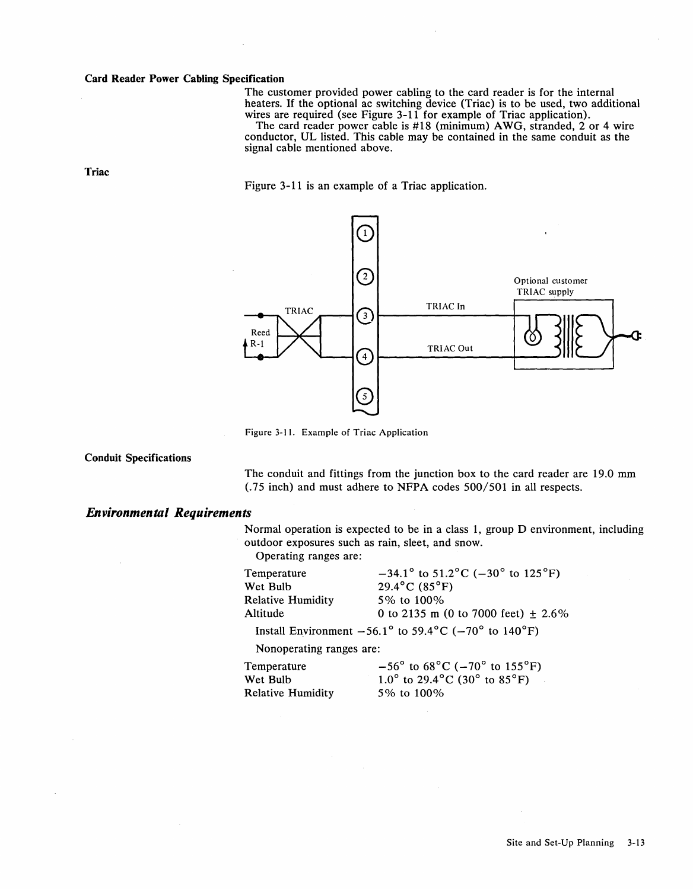### Card Reader Power Cabling Specification

The customer provided power cabling to the card reader is for the internal heaters. If the optional ac switching device (Triac) is to be used, two additional wires are required (see Figure 3-11 for example of Triac application).

The card reader power cable is #18 (minimum) AWG, stranded, 2 or 4 wire conductor, UL listed. This cable may be contained in the same conduit as the signal cable mentioned above.

### Triac

Figure 3-11 is an example of a Triac application.

Figure 3-11. Example of Triac Application

### Conduit Specifications

The conduit and fittings from the junction box to the card reader are 19.0 mm (.75 inch) and must adhere to NFPA codes 500/501 in all respects.

## *Environmental Requirements*

Normal operation is expected to be in a class 1, group D environment, including outdoor exposures such as rain, sleet, and snow.

Operating ranges are:

| | |
|---|---|
| Temperature | −34.1° to 51.2°C (−30° to 125°F) |
| Wet Bulb | 29.4°C (85°F) |
| Relative Humidity | 5% to 100% |
| Altitude | 0 to 2135 m (0 to 7000 feet) ± 2.6% |

Install Environment −56.1° to 59.4°C (−70° to 140°F)

Nonoperating ranges are:

| | |
|---|---|
| Temperature | −56° to 68°C (−70° to 155°F) |
| Wet Bulb | 1.0° to 29.4°C (30° to 85°F) |
| Relative Humidity | 5% to 100% |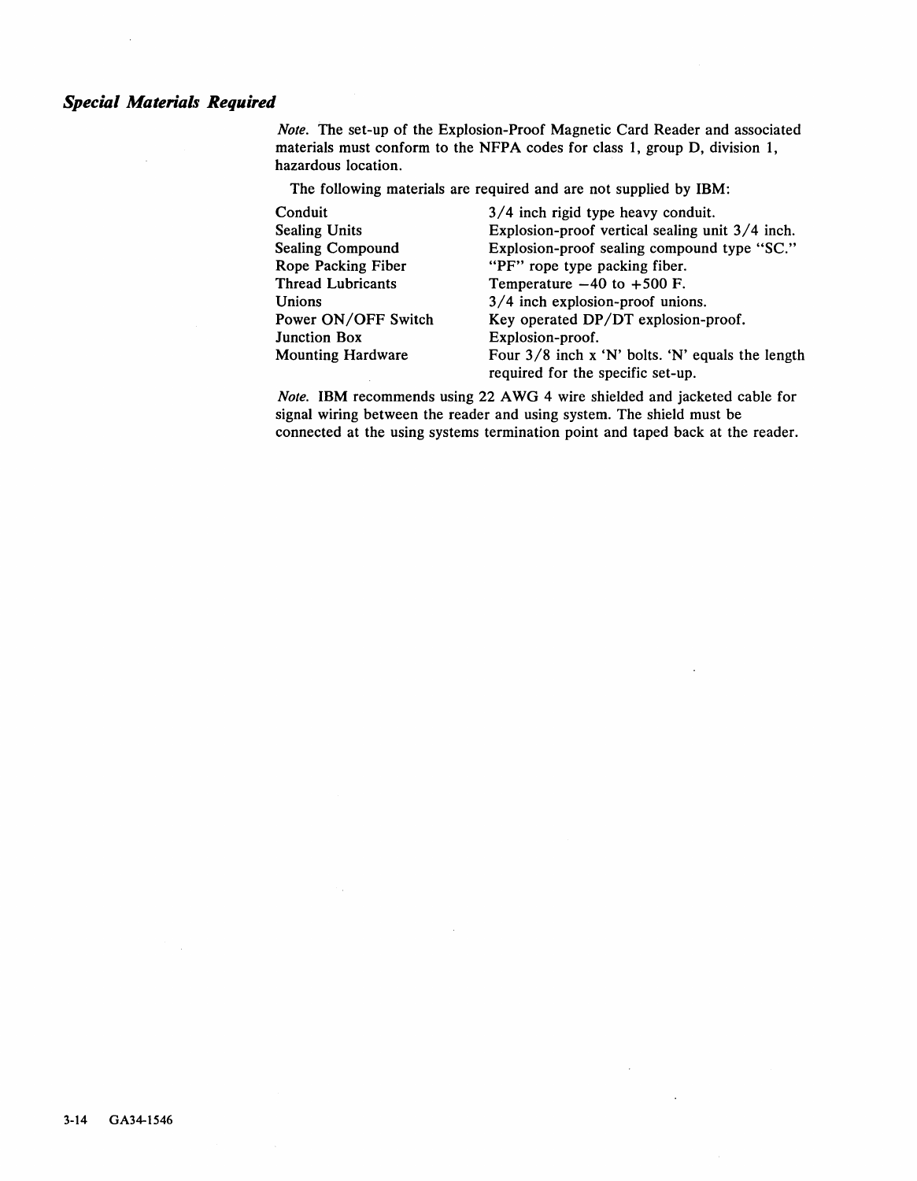### *Special Materials Required*

*Note.* The set-up of the Explosion-Proof Magnetic Card Reader and associated materials must conform to the NFPA codes for class 1, group D, division 1, hazardous location.

The following materials are required and are not supplied by IBM:

| | |
|---|---|
| Conduit | 3/4 inch rigid type heavy conduit. |
| Sealing Units | Explosion-proof vertical sealing unit 3/4 inch. |
| Sealing Compound | Explosion-proof sealing compound type "SC." |
| Rope Packing Fiber | "PF" rope type packing fiber. |
| Thread Lubricants | Temperature −40 to +500 F. |
| Unions | 3/4 inch explosion-proof unions. |
| Power ON/OFF Switch | Key operated DP/DT explosion-proof. |
| Junction Box | Explosion-proof. |
| Mounting Hardware | Four 3/8 inch x 'N' bolts. 'N' equals the length required for the specific set-up. |

*Note.* IBM recommends using 22 AWG 4 wire shielded and jacketed cable for signal wiring between the reader and using system. The shield must be connected at the using systems termination point and taped back at the reader.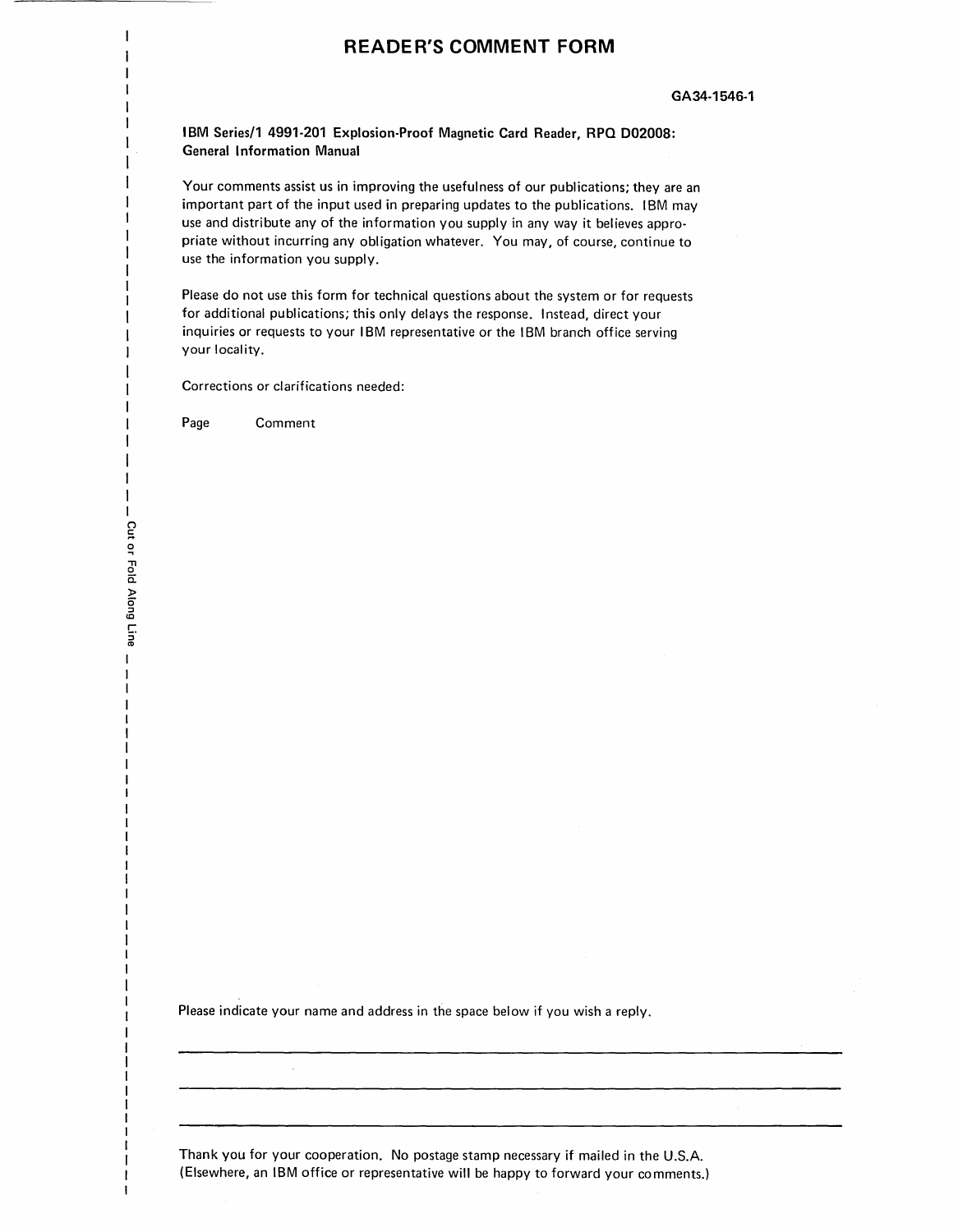# READER'S COMMENT FORM

GA34-1546-1

**IBM Series/1 4991-201 Explosion-Proof Magnetic Card Reader, RPQ D02008: General Information Manual**

Your comments assist us in improving the usefulness of our publications; they are an important part of the input used in preparing updates to the publications. IBM may use and distribute any of the information you supply in any way it believes appropriate without incurring any obligation whatever. You may, of course, continue to use the information you supply.

Please do not use this form for technical questions about the system or for requests for additional publications; this only delays the response. Instead, direct your inquiries or requests to your IBM representative or the IBM branch office serving your locality.

Corrections or clarifications needed:

Page Comment

Cut or Fold Along Line

Please indicate your name and address in the space below if you wish a reply.

Thank you for your cooperation. No postage stamp necessary if mailed in the U.S.A. (Elsewhere, an IBM office or representative will be happy to forward your comments.)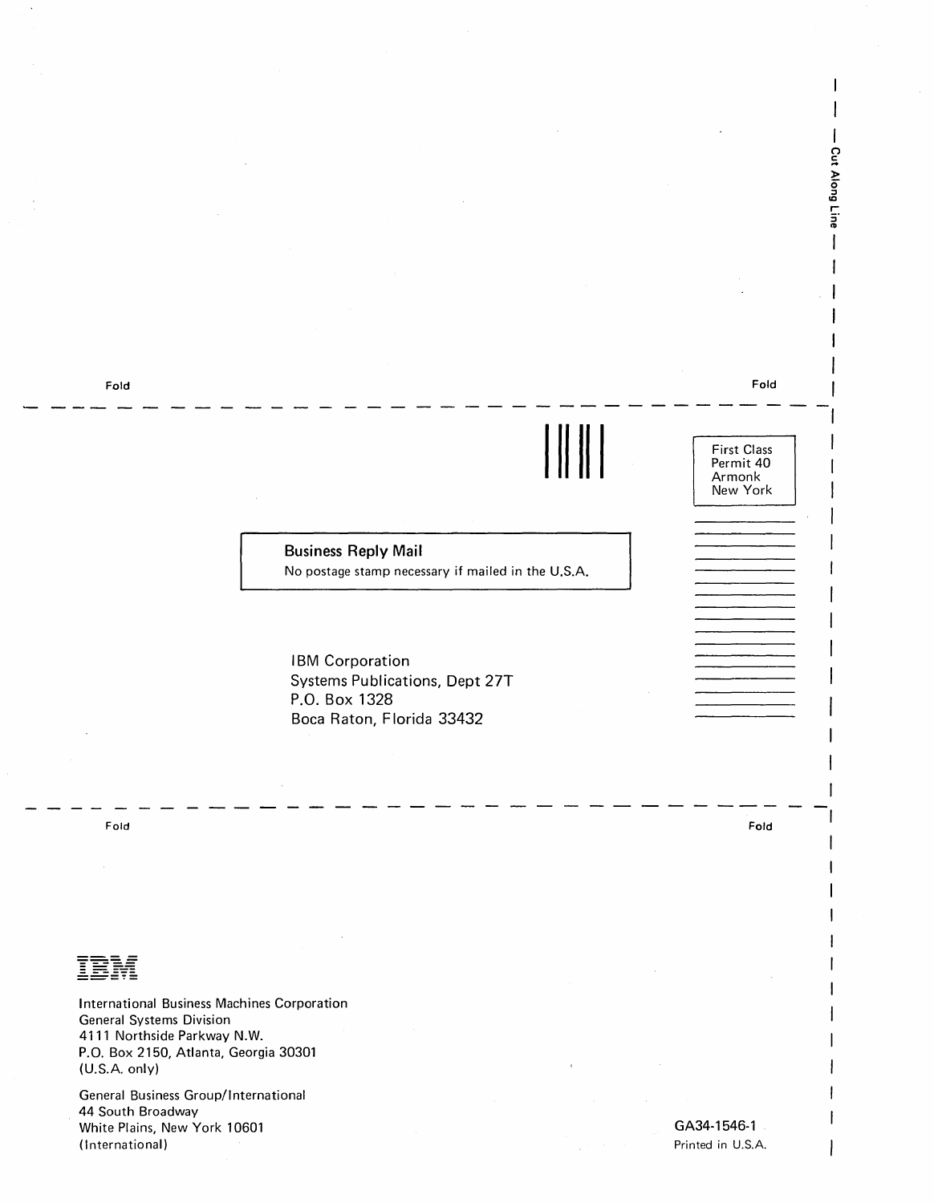Fold

Fold

First Class
Permit 40
Armonk
New York

**Business Reply Mail**

No postage stamp necessary if mailed in the U.S.A.

IBM Corporation
Systems Publications, Dept 27T
P.O. Box 1328
Boca Raton, Florida 33432

Fold

Fold

Cut Along Line

IBM

International Business Machines Corporation
General Systems Division
4111 Northside Parkway N.W.
P.O. Box 2150, Atlanta, Georgia 30301
(U.S.A. only)

General Business Group/International
44 South Broadway
White Plains, New York 10601
(International)

GA34-1546-1
Printed in U.S.A.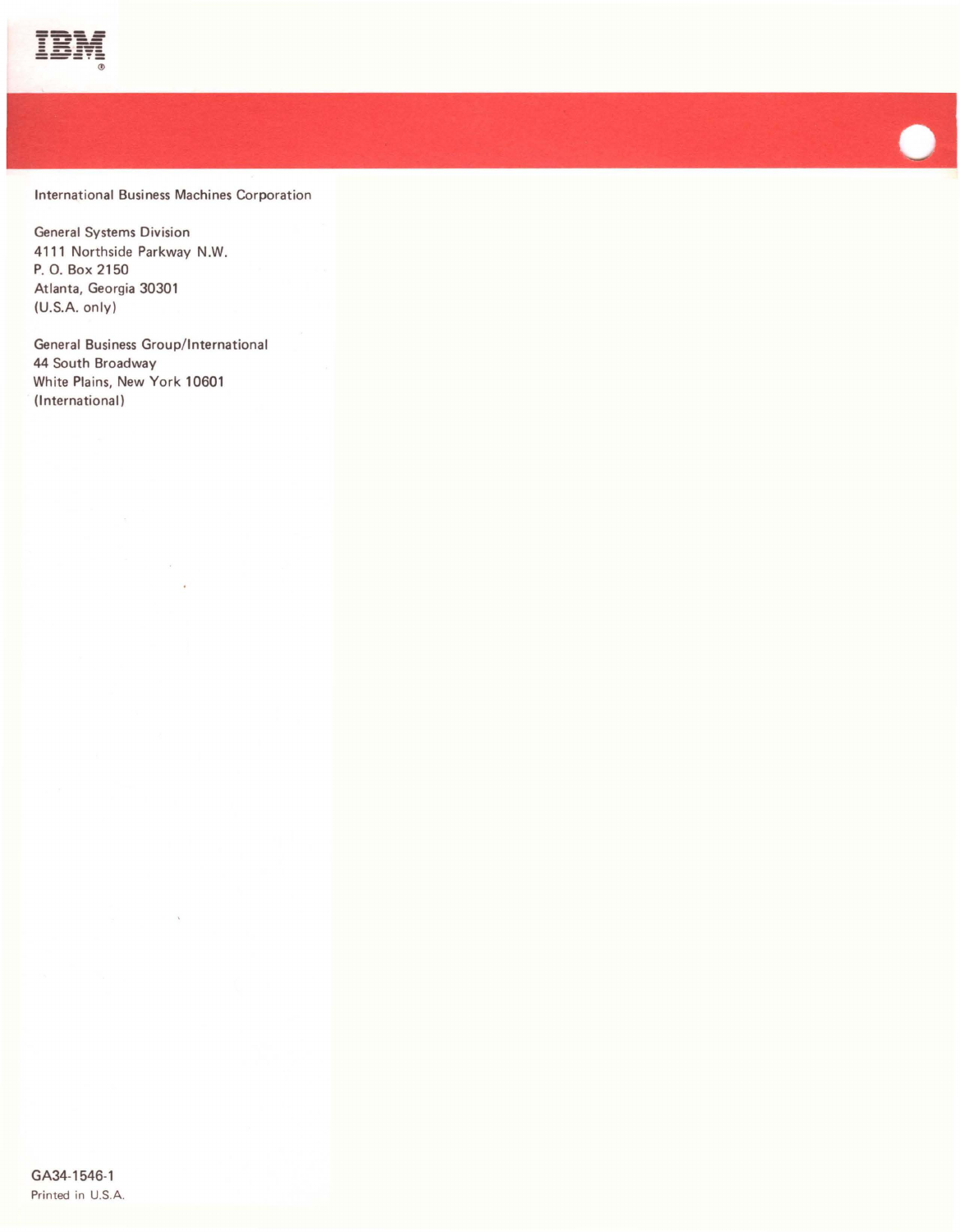IBM

International Business Machines Corporation

General Systems Division
4111 Northside Parkway N.W.
P. O. Box 2150
Atlanta, Georgia 30301
(U.S.A. only)

General Business Group/International
44 South Broadway
White Plains, New York 10601
(International)

GA34-1546-1
Printed in U.S.A.